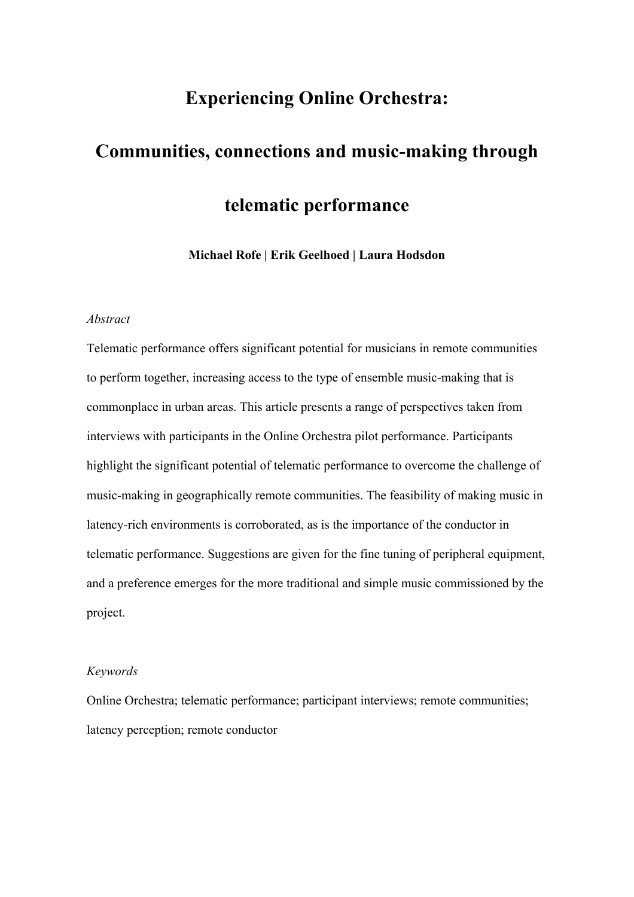# Experiencing Online Orchestra: Communities, connections and music-making through telematic performance

**Michael Rofe | Erik Geelhoed | Laura Hodsdon**

*Abstract*

Telematic performance offers significant potential for musicians in remote communities to perform together, increasing access to the type of ensemble music-making that is commonplace in urban areas. This article presents a range of perspectives taken from interviews with participants in the Online Orchestra pilot performance. Participants highlight the significant potential of telematic performance to overcome the challenge of music-making in geographically remote communities. The feasibility of making music in latency-rich environments is corroborated, as is the importance of the conductor in telematic performance. Suggestions are given for the fine tuning of peripheral equipment, and a preference emerges for the more traditional and simple music commissioned by the project.

*Keywords*

Online Orchestra; telematic performance; participant interviews; remote communities; latency perception; remote conductor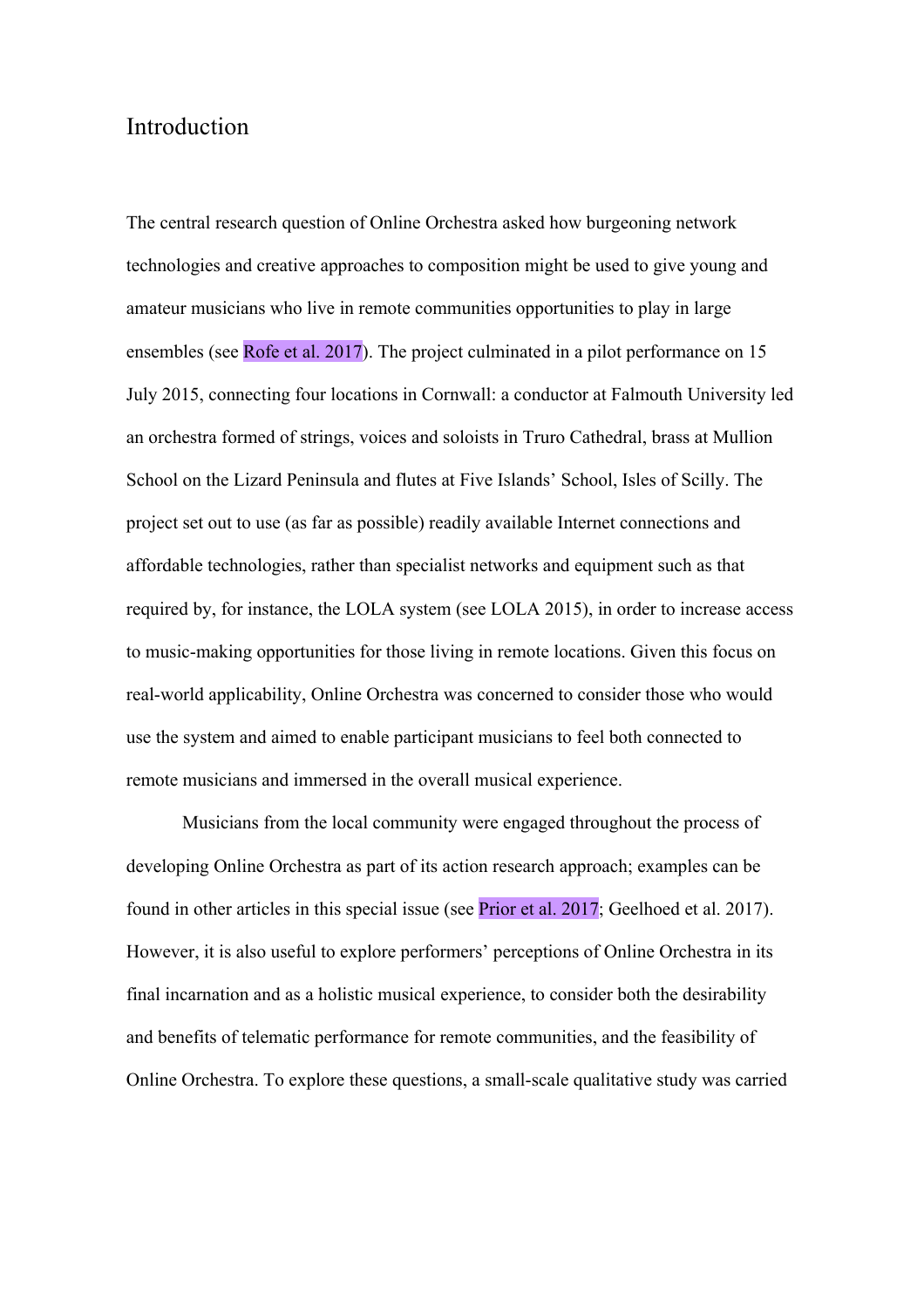# Introduction

The central research question of Online Orchestra asked how burgeoning network technologies and creative approaches to composition might be used to give young and amateur musicians who live in remote communities opportunities to play in large ensembles (see Rofe et al. 2017). The project culminated in a pilot performance on 15 July 2015, connecting four locations in Cornwall: a conductor at Falmouth University led an orchestra formed of strings, voices and soloists in Truro Cathedral, brass at Mullion School on the Lizard Peninsula and flutes at Five Islands' School, Isles of Scilly. The project set out to use (as far as possible) readily available Internet connections and affordable technologies, rather than specialist networks and equipment such as that required by, for instance, the LOLA system (see LOLA 2015), in order to increase access to music-making opportunities for those living in remote locations. Given this focus on real-world applicability, Online Orchestra was concerned to consider those who would use the system and aimed to enable participant musicians to feel both connected to remote musicians and immersed in the overall musical experience.

Musicians from the local community were engaged throughout the process of developing Online Orchestra as part of its action research approach; examples can be found in other articles in this special issue (see Prior et al. 2017; Geelhoed et al. 2017). However, it is also useful to explore performers' perceptions of Online Orchestra in its final incarnation and as a holistic musical experience, to consider both the desirability and benefits of telematic performance for remote communities, and the feasibility of Online Orchestra. To explore these questions, a small-scale qualitative study was carried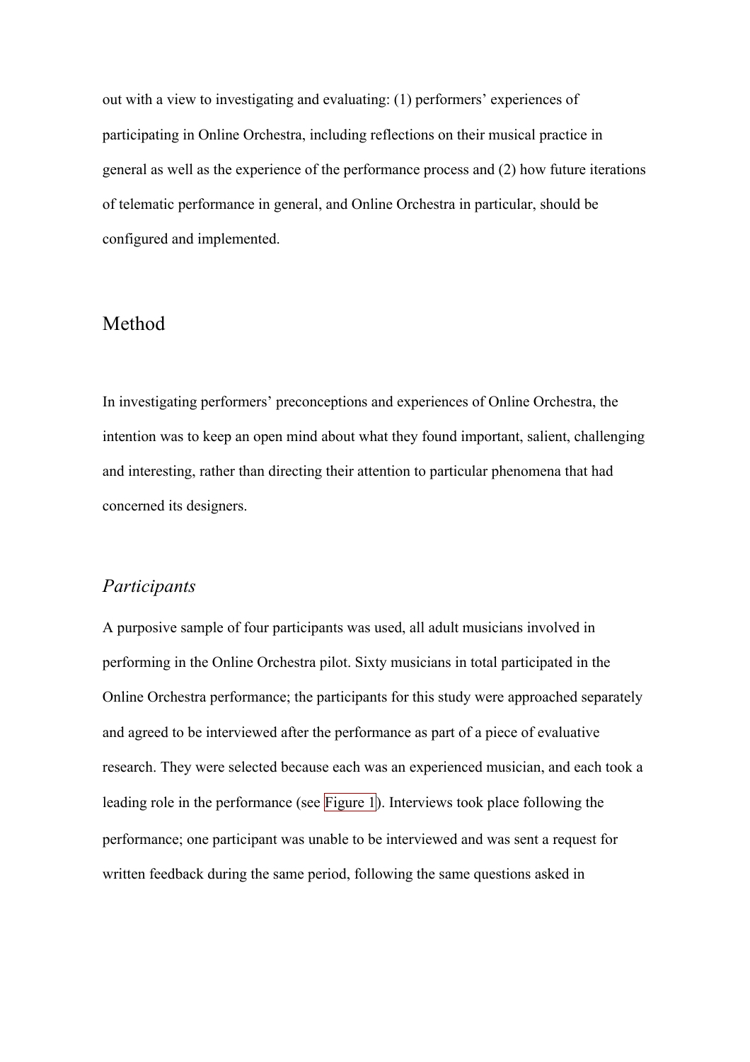out with a view to investigating and evaluating: (1) performers' experiences of participating in Online Orchestra, including reflections on their musical practice in general as well as the experience of the performance process and (2) how future iterations of telematic performance in general, and Online Orchestra in particular, should be configured and implemented.

## Method

In investigating performers' preconceptions and experiences of Online Orchestra, the intention was to keep an open mind about what they found important, salient, challenging and interesting, rather than directing their attention to particular phenomena that had concerned its designers.

### *Participants*

A purposive sample of four participants was used, all adult musicians involved in performing in the Online Orchestra pilot. Sixty musicians in total participated in the Online Orchestra performance; the participants for this study were approached separately and agreed to be interviewed after the performance as part of a piece of evaluative research. They were selected because each was an experienced musician, and each took a leading role in the performance (see Figure 1). Interviews took place following the performance; one participant was unable to be interviewed and was sent a request for written feedback during the same period, following the same questions asked in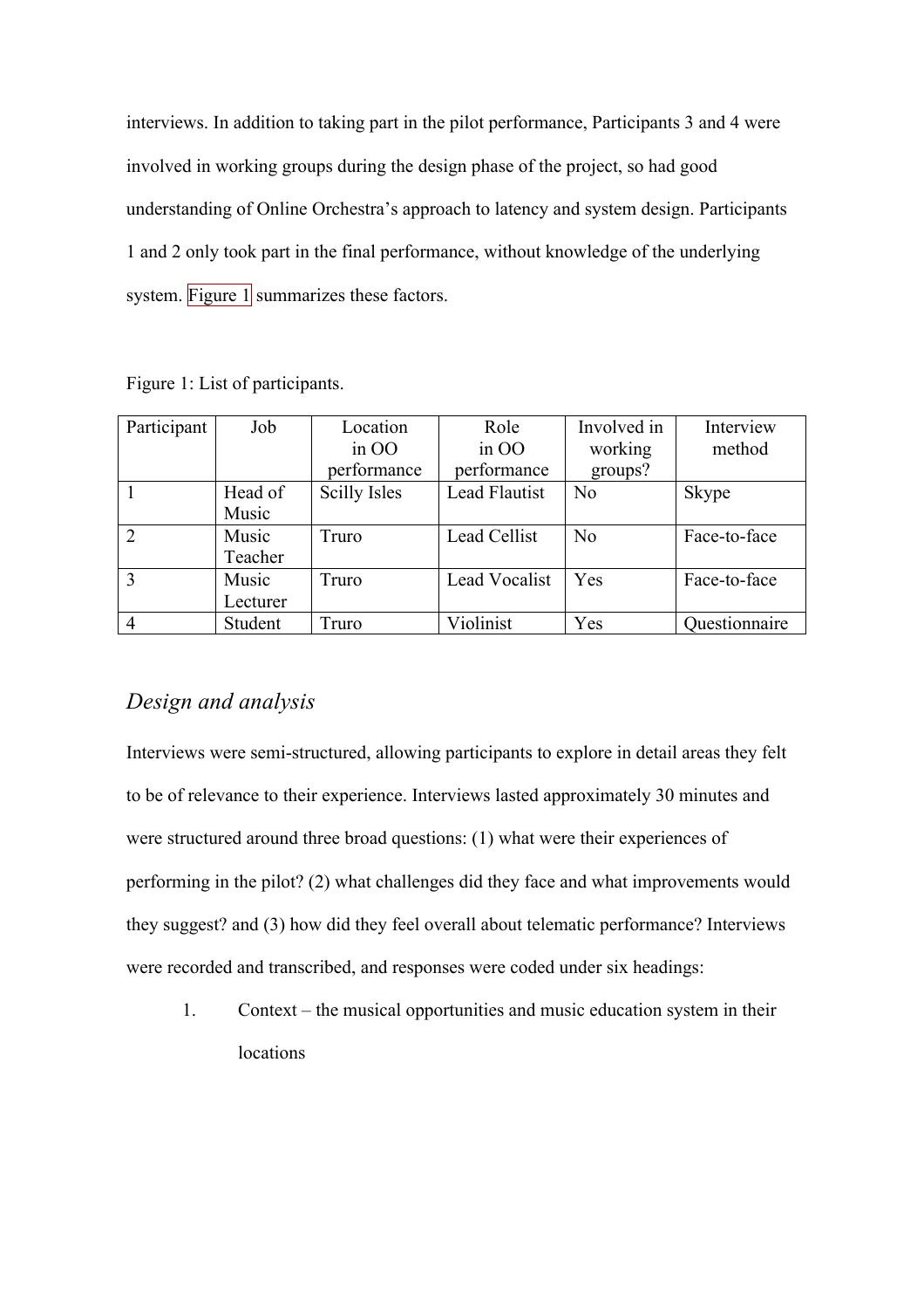interviews. In addition to taking part in the pilot performance, Participants 3 and 4 were involved in working groups during the design phase of the project, so had good understanding of Online Orchestra's approach to latency and system design. Participants 1 and 2 only took part in the final performance, without knowledge of the underlying system. Figure 1 summarizes these factors.

Figure 1: List of participants.

| Participant | Job | Location in OO performance | Role in OO performance | Involved in working groups? | Interview method |
|---|---|---|---|---|---|
| 1 | Head of Music | Scilly Isles | Lead Flautist | No | Skype |
| 2 | Music Teacher | Truro | Lead Cellist | No | Face-to-face |
| 3 | Music Lecturer | Truro | Lead Vocalist | Yes | Face-to-face |
| 4 | Student | Truro | Violinist | Yes | Questionnaire |

## *Design and analysis*

Interviews were semi-structured, allowing participants to explore in detail areas they felt to be of relevance to their experience. Interviews lasted approximately 30 minutes and were structured around three broad questions: (1) what were their experiences of performing in the pilot? (2) what challenges did they face and what improvements would they suggest? and (3) how did they feel overall about telematic performance? Interviews were recorded and transcribed, and responses were coded under six headings:

1. Context – the musical opportunities and music education system in their locations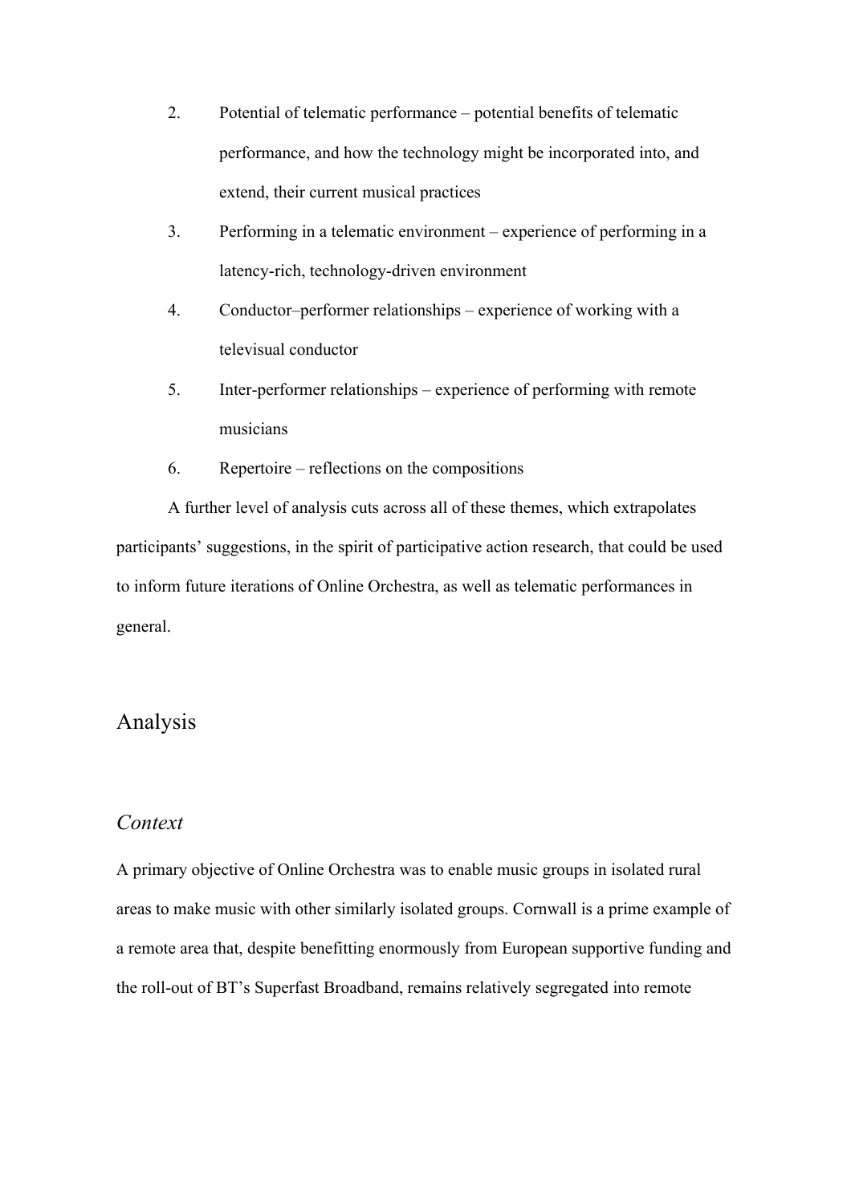2. Potential of telematic performance – potential benefits of telematic performance, and how the technology might be incorporated into, and extend, their current musical practices
3. Performing in a telematic environment – experience of performing in a latency-rich, technology-driven environment
4. Conductor–performer relationships – experience of working with a televisual conductor
5. Inter-performer relationships – experience of performing with remote musicians
6. Repertoire – reflections on the compositions

A further level of analysis cuts across all of these themes, which extrapolates participants' suggestions, in the spirit of participative action research, that could be used to inform future iterations of Online Orchestra, as well as telematic performances in general.

## Analysis

### *Context*

A primary objective of Online Orchestra was to enable music groups in isolated rural areas to make music with other similarly isolated groups. Cornwall is a prime example of a remote area that, despite benefitting enormously from European supportive funding and the roll-out of BT's Superfast Broadband, remains relatively segregated into remote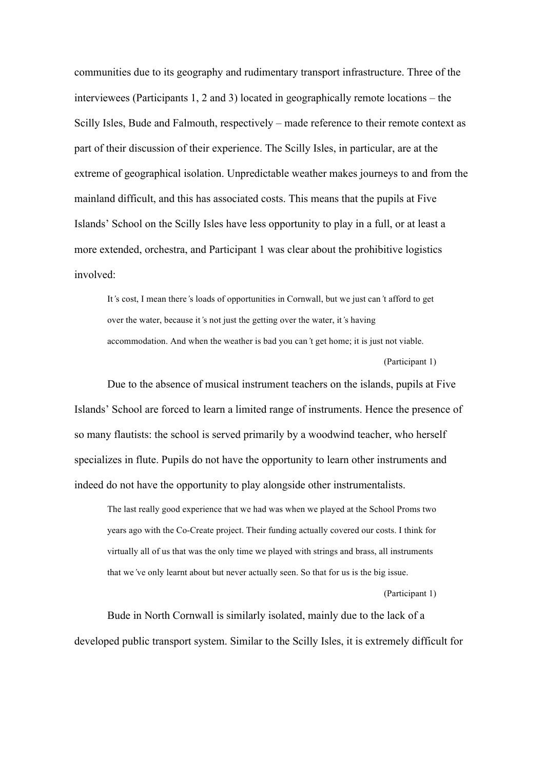communities due to its geography and rudimentary transport infrastructure. Three of the interviewees (Participants 1, 2 and 3) located in geographically remote locations – the Scilly Isles, Bude and Falmouth, respectively – made reference to their remote context as part of their discussion of their experience. The Scilly Isles, in particular, are at the extreme of geographical isolation. Unpredictable weather makes journeys to and from the mainland difficult, and this has associated costs. This means that the pupils at Five Islands' School on the Scilly Isles have less opportunity to play in a full, or at least a more extended, orchestra, and Participant 1 was clear about the prohibitive logistics involved:

> It's cost, I mean there's loads of opportunities in Cornwall, but we just can't afford to get over the water, because it's not just the getting over the water, it's having accommodation. And when the weather is bad you can't get home; it is just not viable.
>
> (Participant 1)

Due to the absence of musical instrument teachers on the islands, pupils at Five Islands' School are forced to learn a limited range of instruments. Hence the presence of so many flautists: the school is served primarily by a woodwind teacher, who herself specializes in flute. Pupils do not have the opportunity to learn other instruments and indeed do not have the opportunity to play alongside other instrumentalists.

> The last really good experience that we had was when we played at the School Proms two years ago with the Co-Create project. Their funding actually covered our costs. I think for virtually all of us that was the only time we played with strings and brass, all instruments that we've only learnt about but never actually seen. So that for us is the big issue.
>
> (Participant 1)

Bude in North Cornwall is similarly isolated, mainly due to the lack of a developed public transport system. Similar to the Scilly Isles, it is extremely difficult for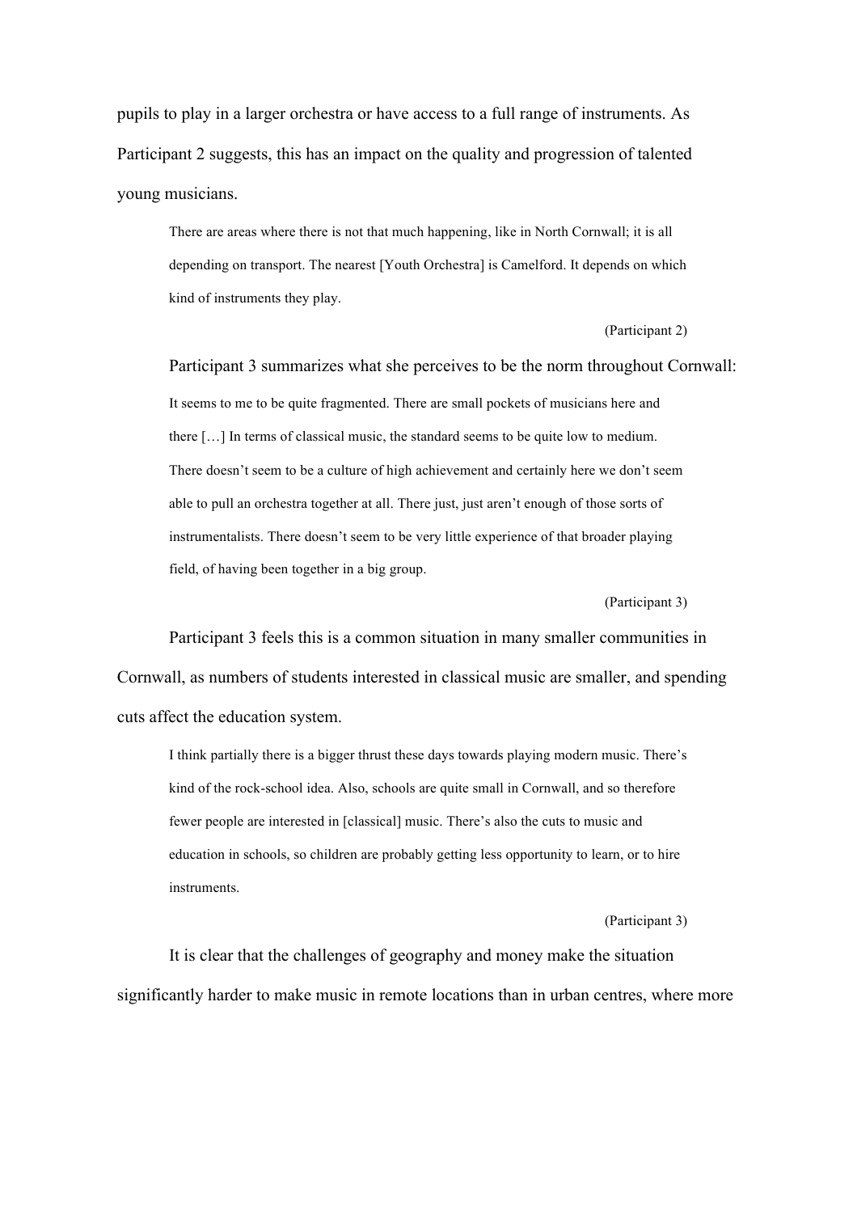pupils to play in a larger orchestra or have access to a full range of instruments. As Participant 2 suggests, this has an impact on the quality and progression of talented young musicians.

> There are areas where there is not that much happening, like in North Cornwall; it is all depending on transport. The nearest [Youth Orchestra] is Camelford. It depends on which kind of instruments they play.
>
> (Participant 2)

Participant 3 summarizes what she perceives to be the norm throughout Cornwall:

> It seems to me to be quite fragmented. There are small pockets of musicians here and there […] In terms of classical music, the standard seems to be quite low to medium. There doesn't seem to be a culture of high achievement and certainly here we don't seem able to pull an orchestra together at all. There just, just aren't enough of those sorts of instrumentalists. There doesn't seem to be very little experience of that broader playing field, of having been together in a big group.
>
> (Participant 3)

Participant 3 feels this is a common situation in many smaller communities in Cornwall, as numbers of students interested in classical music are smaller, and spending cuts affect the education system.

> I think partially there is a bigger thrust these days towards playing modern music. There's kind of the rock-school idea. Also, schools are quite small in Cornwall, and so therefore fewer people are interested in [classical] music. There's also the cuts to music and education in schools, so children are probably getting less opportunity to learn, or to hire instruments.
>
> (Participant 3)

It is clear that the challenges of geography and money make the situation significantly harder to make music in remote locations than in urban centres, where more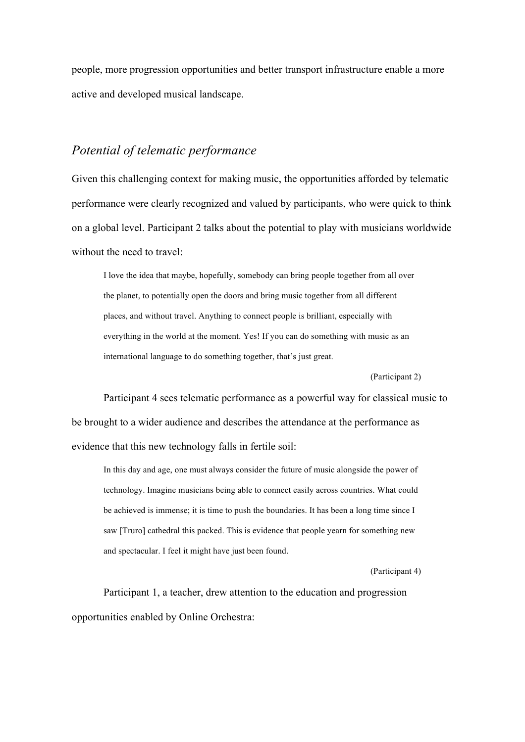people, more progression opportunities and better transport infrastructure enable a more active and developed musical landscape.

## *Potential of telematic performance*

Given this challenging context for making music, the opportunities afforded by telematic performance were clearly recognized and valued by participants, who were quick to think on a global level. Participant 2 talks about the potential to play with musicians worldwide without the need to travel:

> I love the idea that maybe, hopefully, somebody can bring people together from all over the planet, to potentially open the doors and bring music together from all different places, and without travel. Anything to connect people is brilliant, especially with everything in the world at the moment. Yes! If you can do something with music as an international language to do something together, that's just great.
>
> (Participant 2)

Participant 4 sees telematic performance as a powerful way for classical music to be brought to a wider audience and describes the attendance at the performance as evidence that this new technology falls in fertile soil:

> In this day and age, one must always consider the future of music alongside the power of technology. Imagine musicians being able to connect easily across countries. What could be achieved is immense; it is time to push the boundaries. It has been a long time since I saw [Truro] cathedral this packed. This is evidence that people yearn for something new and spectacular. I feel it might have just been found.
>
> (Participant 4)

Participant 1, a teacher, drew attention to the education and progression opportunities enabled by Online Orchestra: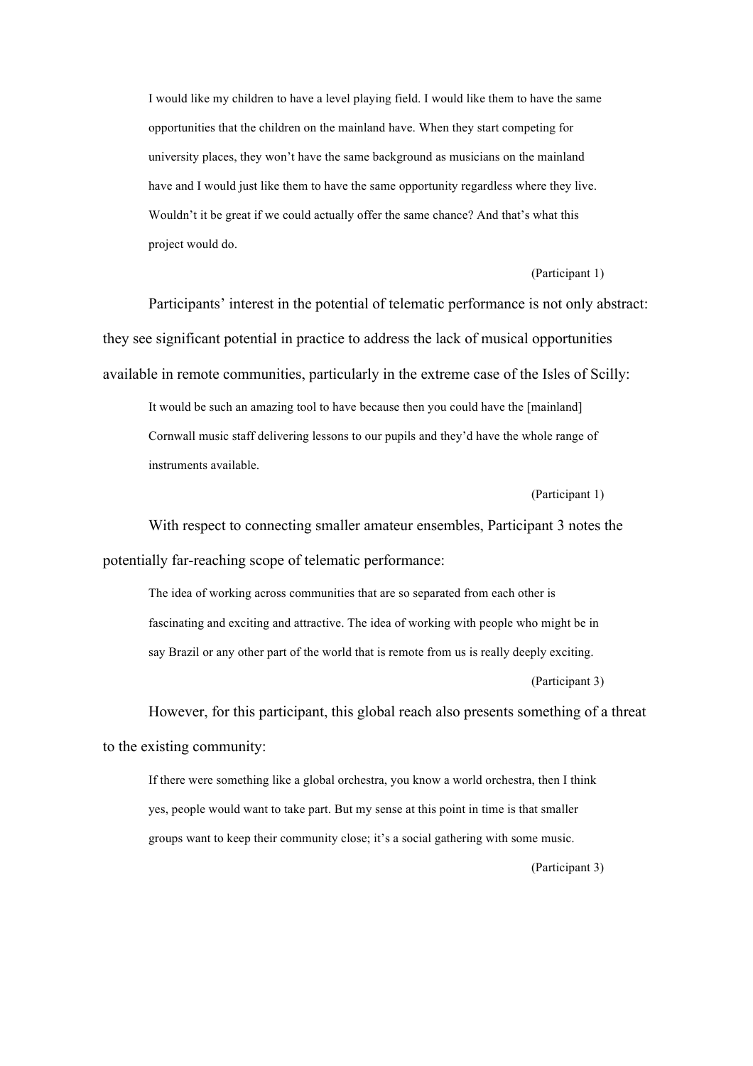> I would like my children to have a level playing field. I would like them to have the same opportunities that the children on the mainland have. When they start competing for university places, they won't have the same background as musicians on the mainland have and I would just like them to have the same opportunity regardless where they live. Wouldn't it be great if we could actually offer the same chance? And that's what this project would do.
>
> (Participant 1)

Participants' interest in the potential of telematic performance is not only abstract: they see significant potential in practice to address the lack of musical opportunities available in remote communities, particularly in the extreme case of the Isles of Scilly:

> It would be such an amazing tool to have because then you could have the [mainland] Cornwall music staff delivering lessons to our pupils and they'd have the whole range of instruments available.
>
> (Participant 1)

With respect to connecting smaller amateur ensembles, Participant 3 notes the potentially far-reaching scope of telematic performance:

> The idea of working across communities that are so separated from each other is fascinating and exciting and attractive. The idea of working with people who might be in say Brazil or any other part of the world that is remote from us is really deeply exciting.
>
> (Participant 3)

However, for this participant, this global reach also presents something of a threat to the existing community:

> If there were something like a global orchestra, you know a world orchestra, then I think yes, people would want to take part. But my sense at this point in time is that smaller groups want to keep their community close; it's a social gathering with some music.
>
> (Participant 3)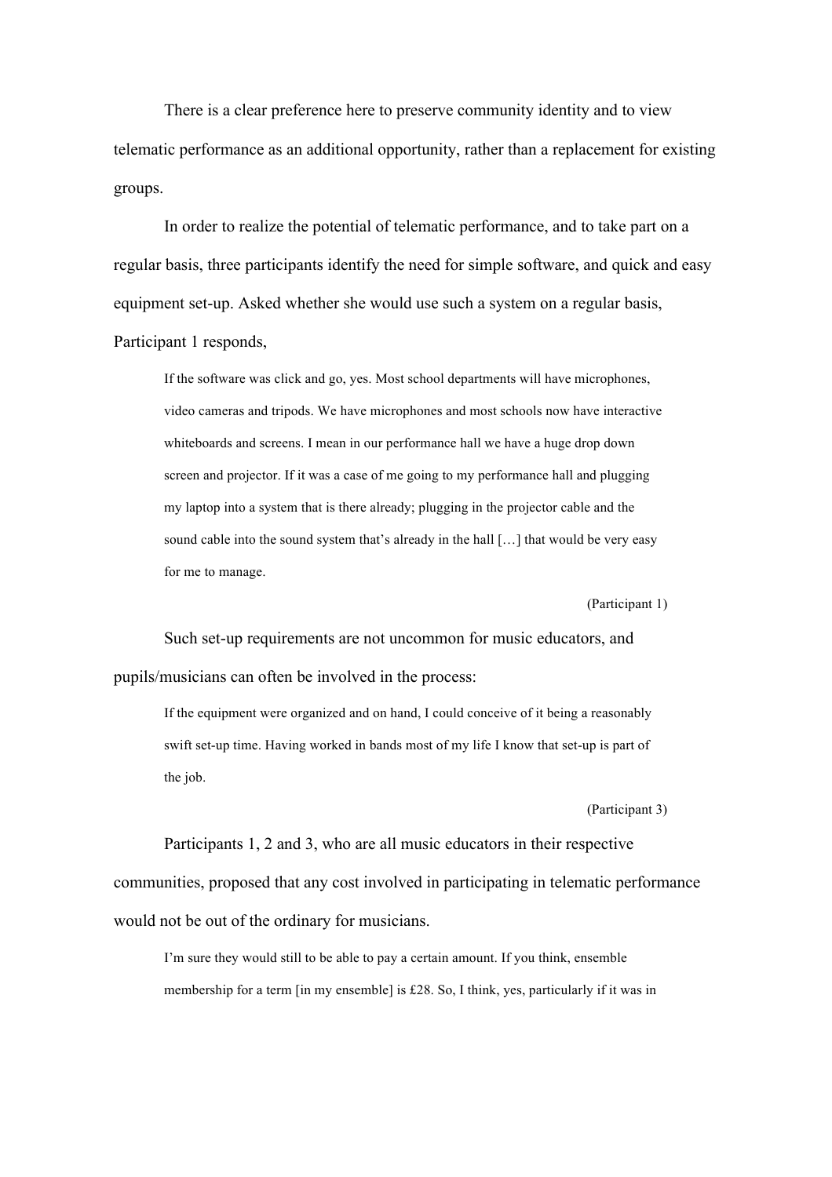There is a clear preference here to preserve community identity and to view telematic performance as an additional opportunity, rather than a replacement for existing groups.

In order to realize the potential of telematic performance, and to take part on a regular basis, three participants identify the need for simple software, and quick and easy equipment set-up. Asked whether she would use such a system on a regular basis, Participant 1 responds,

> If the software was click and go, yes. Most school departments will have microphones, video cameras and tripods. We have microphones and most schools now have interactive whiteboards and screens. I mean in our performance hall we have a huge drop down screen and projector. If it was a case of me going to my performance hall and plugging my laptop into a system that is there already; plugging in the projector cable and the sound cable into the sound system that's already in the hall […] that would be very easy for me to manage.
>
> (Participant 1)

Such set-up requirements are not uncommon for music educators, and pupils/musicians can often be involved in the process:

> If the equipment were organized and on hand, I could conceive of it being a reasonably swift set-up time. Having worked in bands most of my life I know that set-up is part of the job.
>
> (Participant 3)

Participants 1, 2 and 3, who are all music educators in their respective communities, proposed that any cost involved in participating in telematic performance would not be out of the ordinary for musicians.

> I'm sure they would still to be able to pay a certain amount. If you think, ensemble membership for a term [in my ensemble] is £28. So, I think, yes, particularly if it was in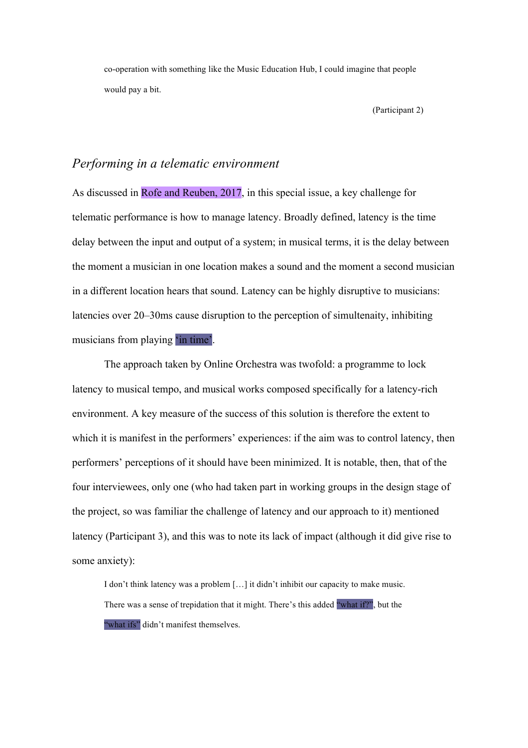> co-operation with something like the Music Education Hub, I could imagine that people would pay a bit.
>
> (Participant 2)

## *Performing in a telematic environment*

As discussed in Rofe and Reuben, 2017, in this special issue, a key challenge for telematic performance is how to manage latency. Broadly defined, latency is the time delay between the input and output of a system; in musical terms, it is the delay between the moment a musician in one location makes a sound and the moment a second musician in a different location hears that sound. Latency can be highly disruptive to musicians: latencies over 20–30ms cause disruption to the perception of simultenaity, inhibiting musicians from playing 'in time'.

The approach taken by Online Orchestra was twofold: a programme to lock latency to musical tempo, and musical works composed specifically for a latency-rich environment. A key measure of the success of this solution is therefore the extent to which it is manifest in the performers' experiences: if the aim was to control latency, then performers' perceptions of it should have been minimized. It is notable, then, that of the four interviewees, only one (who had taken part in working groups in the design stage of the project, so was familiar the challenge of latency and our approach to it) mentioned latency (Participant 3), and this was to note its lack of impact (although it did give rise to some anxiety):

> I don't think latency was a problem […] it didn't inhibit our capacity to make music. There was a sense of trepidation that it might. There's this added "what if?", but the "what ifs" didn't manifest themselves.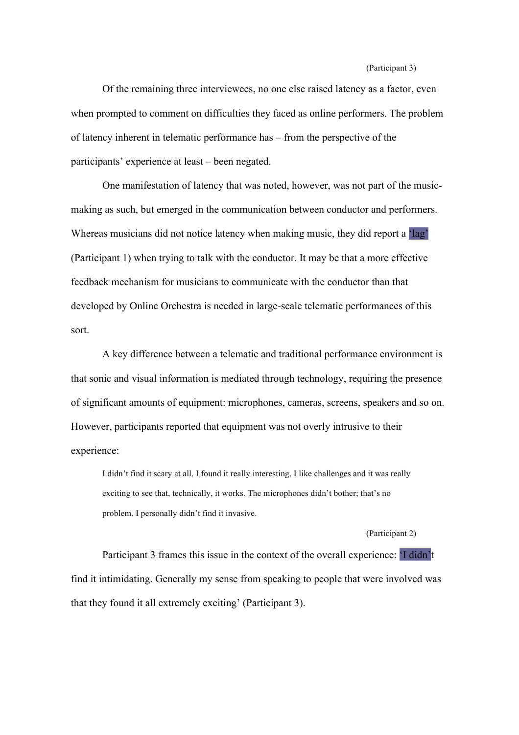(Participant 3)

Of the remaining three interviewees, no one else raised latency as a factor, even when prompted to comment on difficulties they faced as online performers. The problem of latency inherent in telematic performance has – from the perspective of the participants' experience at least – been negated.

One manifestation of latency that was noted, however, was not part of the music-making as such, but emerged in the communication between conductor and performers. Whereas musicians did not notice latency when making music, they did report a 'lag' (Participant 1) when trying to talk with the conductor. It may be that a more effective feedback mechanism for musicians to communicate with the conductor than that developed by Online Orchestra is needed in large-scale telematic performances of this sort.

A key difference between a telematic and traditional performance environment is that sonic and visual information is mediated through technology, requiring the presence of significant amounts of equipment: microphones, cameras, screens, speakers and so on. However, participants reported that equipment was not overly intrusive to their experience:

> I didn't find it scary at all. I found it really interesting. I like challenges and it was really exciting to see that, technically, it works. The microphones didn't bother; that's no problem. I personally didn't find it invasive.
>
> (Participant 2)

Participant 3 frames this issue in the context of the overall experience: 'I didn't find it intimidating. Generally my sense from speaking to people that were involved was that they found it all extremely exciting' (Participant 3).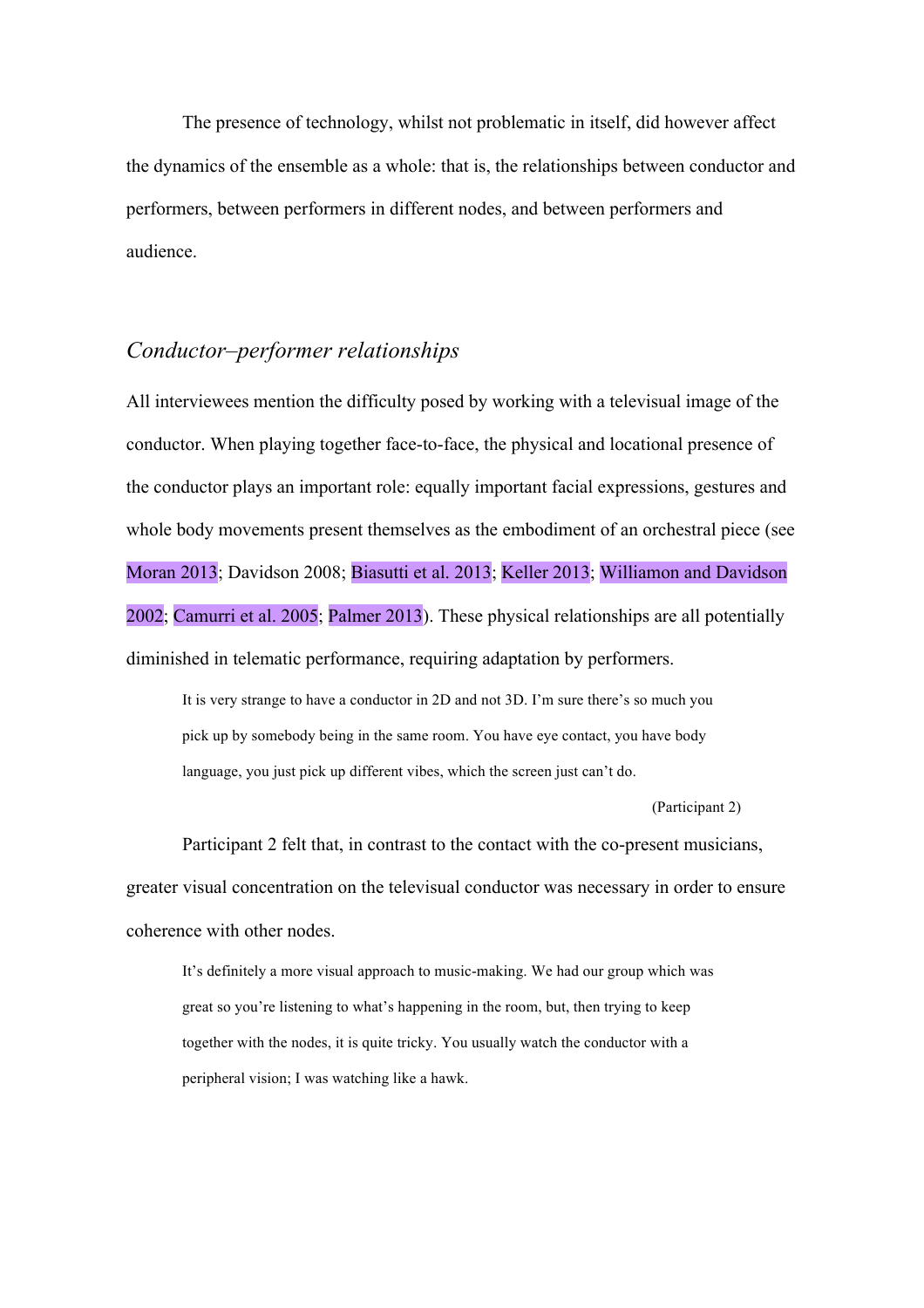The presence of technology, whilst not problematic in itself, did however affect the dynamics of the ensemble as a whole: that is, the relationships between conductor and performers, between performers in different nodes, and between performers and audience.

## *Conductor–performer relationships*

All interviewees mention the difficulty posed by working with a televisual image of the conductor. When playing together face-to-face, the physical and locational presence of the conductor plays an important role: equally important facial expressions, gestures and whole body movements present themselves as the embodiment of an orchestral piece (see Moran 2013; Davidson 2008; Biasutti et al. 2013; Keller 2013; Williamon and Davidson 2002; Camurri et al. 2005; Palmer 2013). These physical relationships are all potentially diminished in telematic performance, requiring adaptation by performers.

> It is very strange to have a conductor in 2D and not 3D. I'm sure there's so much you pick up by somebody being in the same room. You have eye contact, you have body language, you just pick up different vibes, which the screen just can't do.
>
> (Participant 2)

Participant 2 felt that, in contrast to the contact with the co-present musicians, greater visual concentration on the televisual conductor was necessary in order to ensure coherence with other nodes.

> It's definitely a more visual approach to music-making. We had our group which was great so you're listening to what's happening in the room, but, then trying to keep together with the nodes, it is quite tricky. You usually watch the conductor with a peripheral vision; I was watching like a hawk.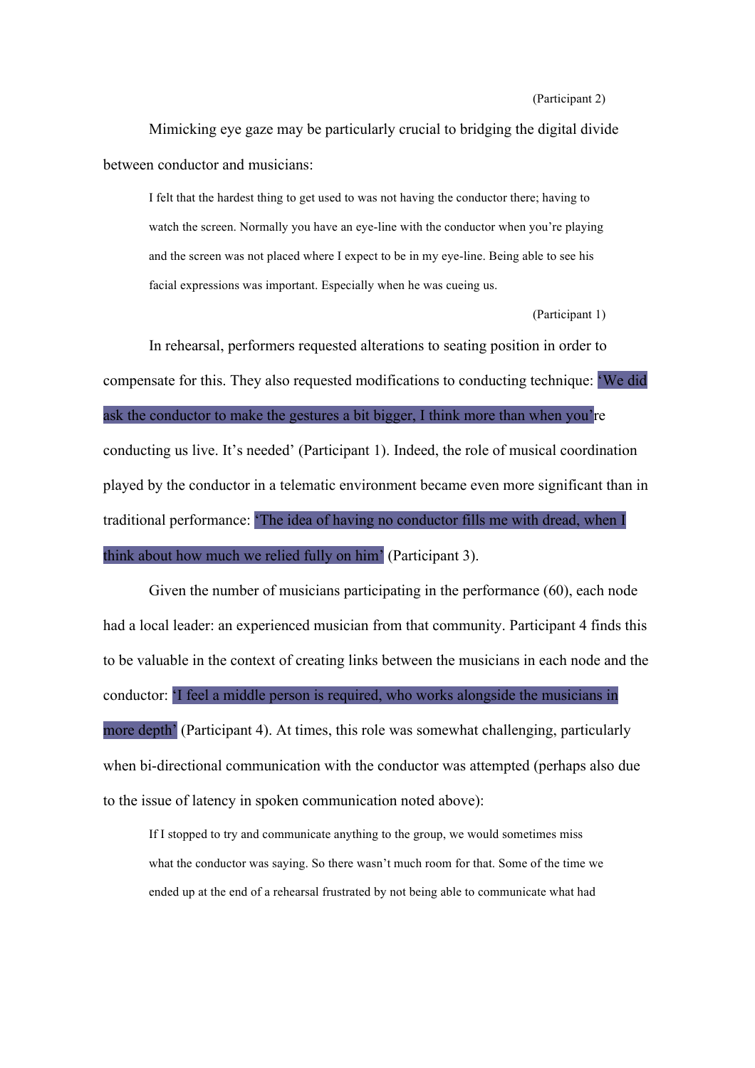(Participant 2)

Mimicking eye gaze may be particularly crucial to bridging the digital divide between conductor and musicians:

> I felt that the hardest thing to get used to was not having the conductor there; having to watch the screen. Normally you have an eye-line with the conductor when you're playing and the screen was not placed where I expect to be in my eye-line. Being able to see his facial expressions was important. Especially when he was cueing us.
>
> (Participant 1)

In rehearsal, performers requested alterations to seating position in order to compensate for this. They also requested modifications to conducting technique: 'We did ask the conductor to make the gestures a bit bigger, I think more than when you're conducting us live. It's needed' (Participant 1). Indeed, the role of musical coordination played by the conductor in a telematic environment became even more significant than in traditional performance: 'The idea of having no conductor fills me with dread, when I think about how much we relied fully on him' (Participant 3).

Given the number of musicians participating in the performance (60), each node had a local leader: an experienced musician from that community. Participant 4 finds this to be valuable in the context of creating links between the musicians in each node and the conductor: 'I feel a middle person is required, who works alongside the musicians in more depth' (Participant 4). At times, this role was somewhat challenging, particularly when bi-directional communication with the conductor was attempted (perhaps also due to the issue of latency in spoken communication noted above):

> If I stopped to try and communicate anything to the group, we would sometimes miss what the conductor was saying. So there wasn't much room for that. Some of the time we ended up at the end of a rehearsal frustrated by not being able to communicate what had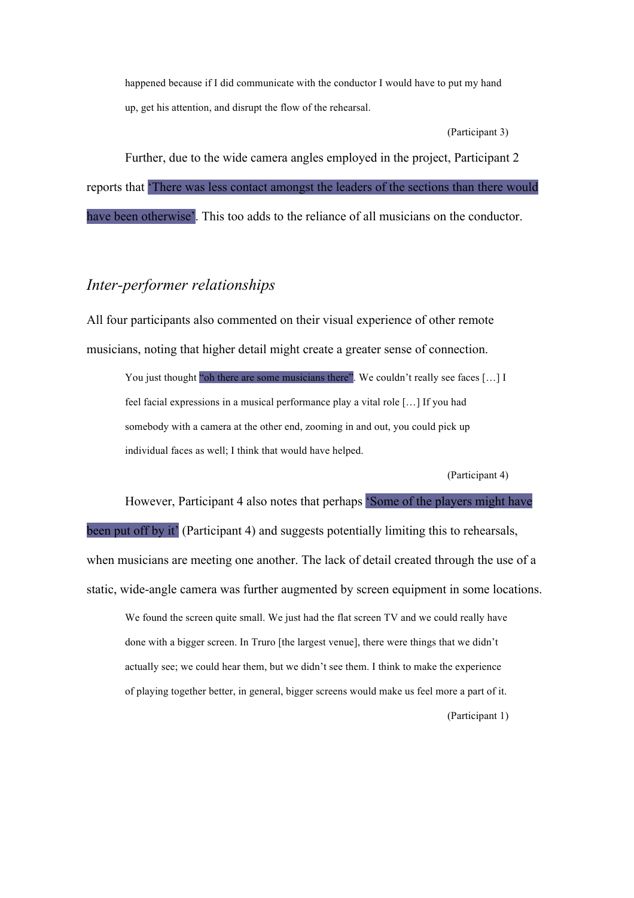> happened because if I did communicate with the conductor I would have to put my hand up, get his attention, and disrupt the flow of the rehearsal.
>
> (Participant 3)

Further, due to the wide camera angles employed in the project, Participant 2 reports that 'There was less contact amongst the leaders of the sections than there would have been otherwise'. This too adds to the reliance of all musicians on the conductor.

### *Inter-performer relationships*

All four participants also commented on their visual experience of other remote musicians, noting that higher detail might create a greater sense of connection.

> You just thought "oh there are some musicians there". We couldn't really see faces […] I feel facial expressions in a musical performance play a vital role […] If you had somebody with a camera at the other end, zooming in and out, you could pick up individual faces as well; I think that would have helped.
>
> (Participant 4)

However, Participant 4 also notes that perhaps 'Some of the players might have been put off by it' (Participant 4) and suggests potentially limiting this to rehearsals, when musicians are meeting one another. The lack of detail created through the use of a static, wide-angle camera was further augmented by screen equipment in some locations.

> We found the screen quite small. We just had the flat screen TV and we could really have done with a bigger screen. In Truro [the largest venue], there were things that we didn't actually see; we could hear them, but we didn't see them. I think to make the experience of playing together better, in general, bigger screens would make us feel more a part of it.
>
> (Participant 1)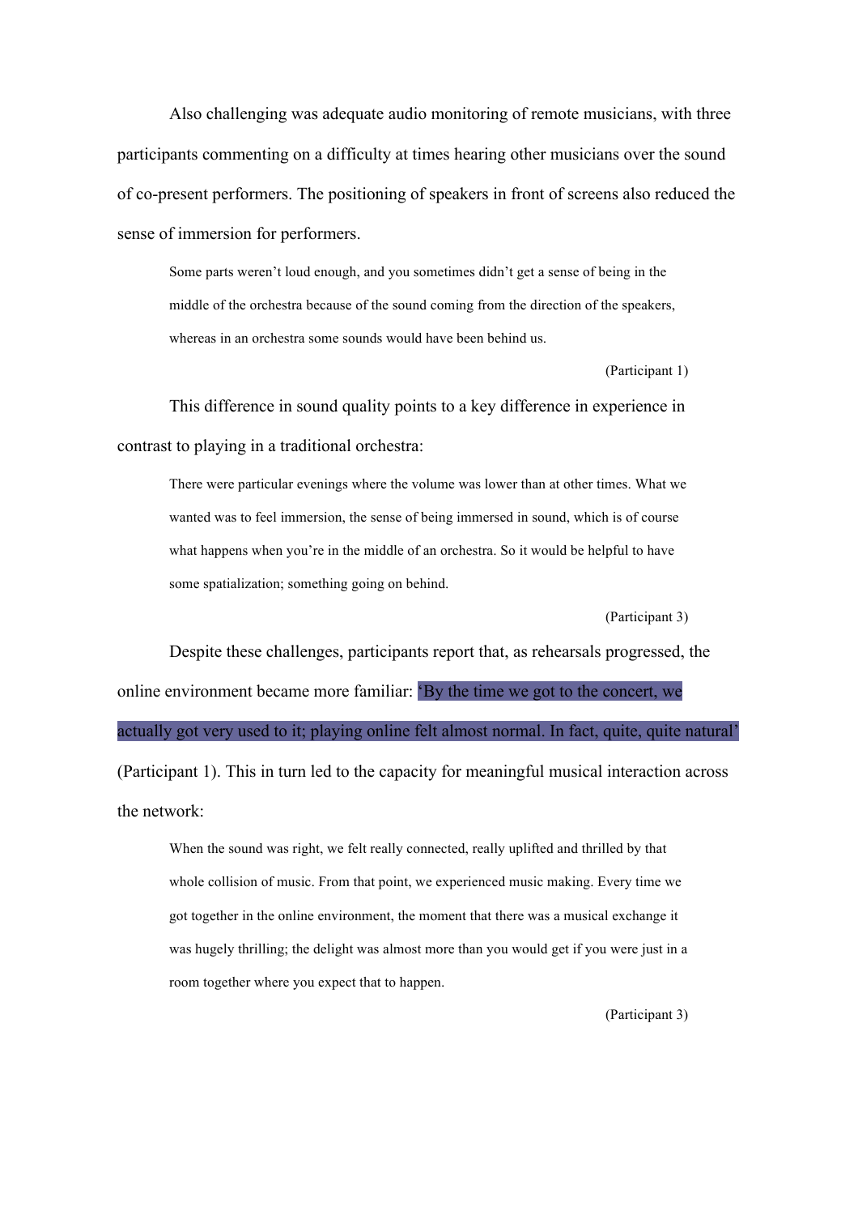Also challenging was adequate audio monitoring of remote musicians, with three participants commenting on a difficulty at times hearing other musicians over the sound of co-present performers. The positioning of speakers in front of screens also reduced the sense of immersion for performers.

> Some parts weren't loud enough, and you sometimes didn't get a sense of being in the middle of the orchestra because of the sound coming from the direction of the speakers, whereas in an orchestra some sounds would have been behind us.
>
> (Participant 1)

This difference in sound quality points to a key difference in experience in contrast to playing in a traditional orchestra:

> There were particular evenings where the volume was lower than at other times. What we wanted was to feel immersion, the sense of being immersed in sound, which is of course what happens when you're in the middle of an orchestra. So it would be helpful to have some spatialization; something going on behind.
>
> (Participant 3)

Despite these challenges, participants report that, as rehearsals progressed, the online environment became more familiar: 'By the time we got to the concert, we actually got very used to it; playing online felt almost normal. In fact, quite, quite natural' (Participant 1). This in turn led to the capacity for meaningful musical interaction across the network:

> When the sound was right, we felt really connected, really uplifted and thrilled by that whole collision of music. From that point, we experienced music making. Every time we got together in the online environment, the moment that there was a musical exchange it was hugely thrilling; the delight was almost more than you would get if you were just in a room together where you expect that to happen.
>
> (Participant 3)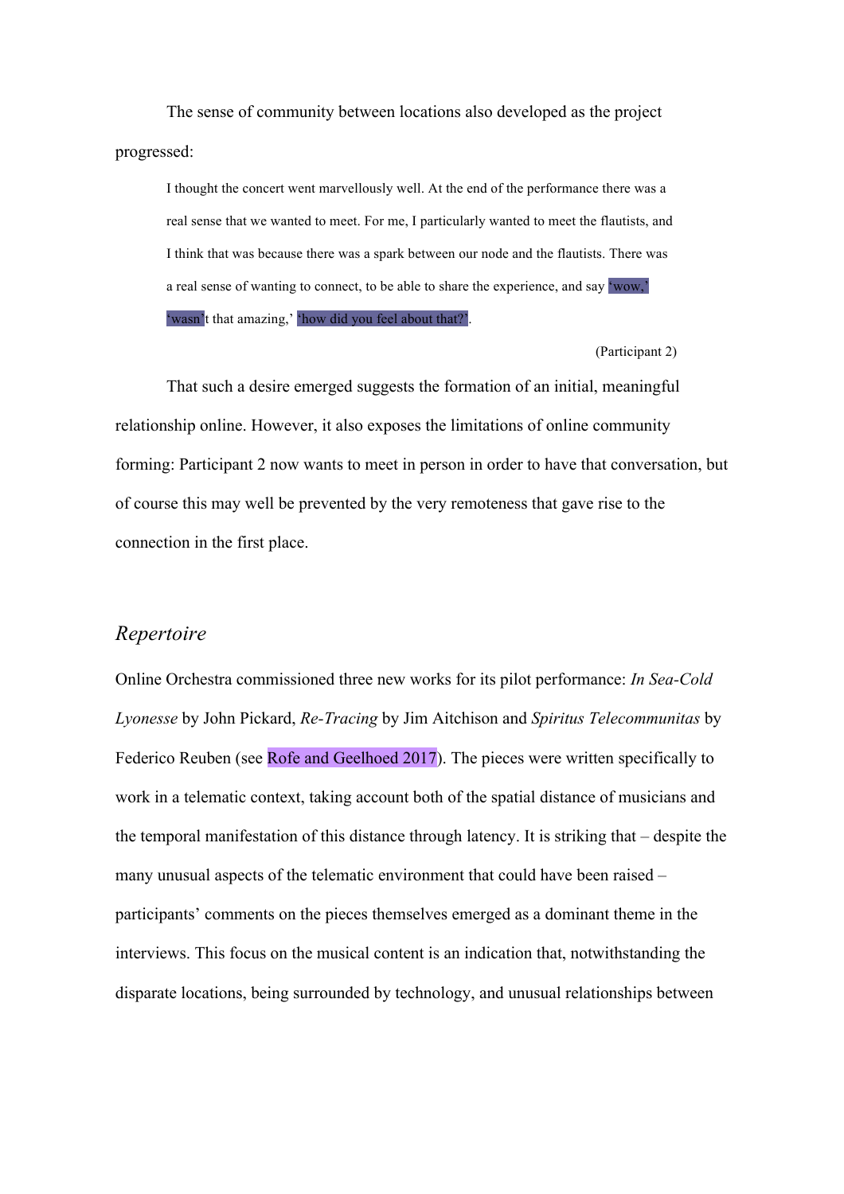The sense of community between locations also developed as the project progressed:

> I thought the concert went marvellously well. At the end of the performance there was a real sense that we wanted to meet. For me, I particularly wanted to meet the flautists, and I think that was because there was a spark between our node and the flautists. There was a real sense of wanting to connect, to be able to share the experience, and say 'wow,' 'wasn't that amazing,' 'how did you feel about that?'.
>
> (Participant 2)

That such a desire emerged suggests the formation of an initial, meaningful relationship online. However, it also exposes the limitations of online community forming: Participant 2 now wants to meet in person in order to have that conversation, but of course this may well be prevented by the very remoteness that gave rise to the connection in the first place.

## *Repertoire*

Online Orchestra commissioned three new works for its pilot performance: *In Sea-Cold Lyonesse* by John Pickard, *Re-Tracing* by Jim Aitchison and *Spiritus Telecommunitas* by Federico Reuben (see Rofe and Geelhoed 2017). The pieces were written specifically to work in a telematic context, taking account both of the spatial distance of musicians and the temporal manifestation of this distance through latency. It is striking that – despite the many unusual aspects of the telematic environment that could have been raised – participants' comments on the pieces themselves emerged as a dominant theme in the interviews. This focus on the musical content is an indication that, notwithstanding the disparate locations, being surrounded by technology, and unusual relationships between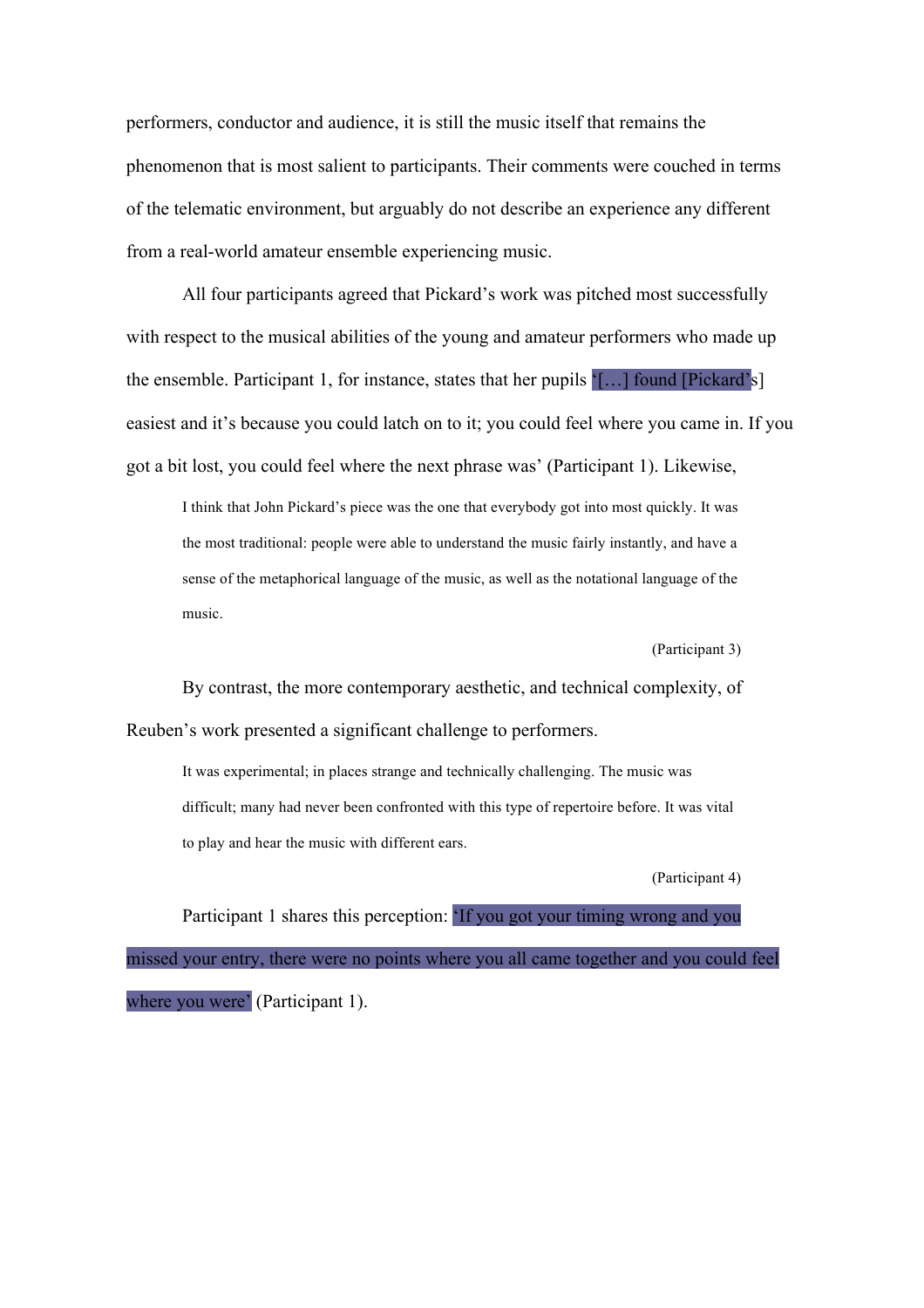performers, conductor and audience, it is still the music itself that remains the phenomenon that is most salient to participants. Their comments were couched in terms of the telematic environment, but arguably do not describe an experience any different from a real-world amateur ensemble experiencing music.

All four participants agreed that Pickard's work was pitched most successfully with respect to the musical abilities of the young and amateur performers who made up the ensemble. Participant 1, for instance, states that her pupils '[…] found [Pickard's] easiest and it's because you could latch on to it; you could feel where you came in. If you got a bit lost, you could feel where the next phrase was' (Participant 1). Likewise,

> I think that John Pickard's piece was the one that everybody got into most quickly. It was the most traditional: people were able to understand the music fairly instantly, and have a sense of the metaphorical language of the music, as well as the notational language of the music.
>
> (Participant 3)

By contrast, the more contemporary aesthetic, and technical complexity, of Reuben's work presented a significant challenge to performers.

> It was experimental; in places strange and technically challenging. The music was difficult; many had never been confronted with this type of repertoire before. It was vital to play and hear the music with different ears.
>
> (Participant 4)

Participant 1 shares this perception: 'If you got your timing wrong and you missed your entry, there were no points where you all came together and you could feel where you were' (Participant 1).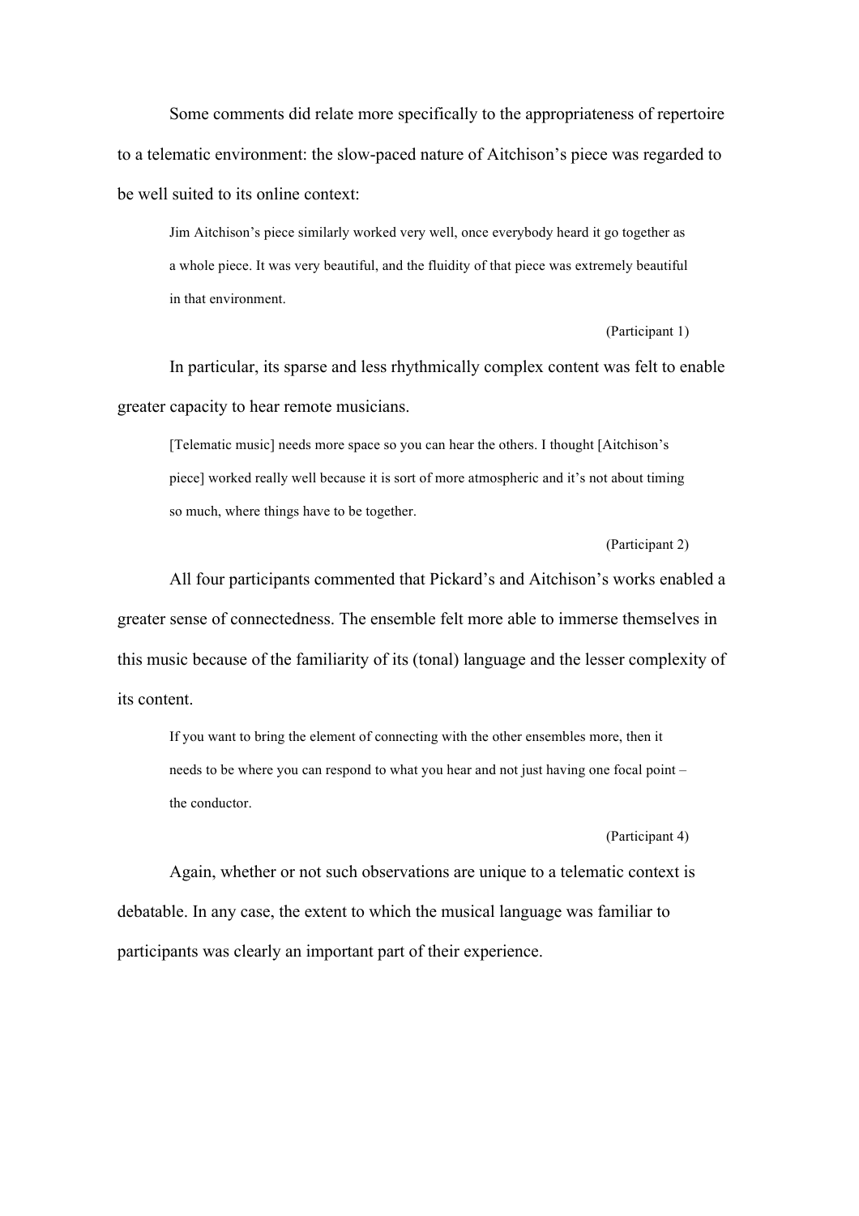Some comments did relate more specifically to the appropriateness of repertoire to a telematic environment: the slow-paced nature of Aitchison's piece was regarded to be well suited to its online context:

> Jim Aitchison's piece similarly worked very well, once everybody heard it go together as a whole piece. It was very beautiful, and the fluidity of that piece was extremely beautiful in that environment.
>
> (Participant 1)

In particular, its sparse and less rhythmically complex content was felt to enable greater capacity to hear remote musicians.

> [Telematic music] needs more space so you can hear the others. I thought [Aitchison's piece] worked really well because it is sort of more atmospheric and it's not about timing so much, where things have to be together.
>
> (Participant 2)

All four participants commented that Pickard's and Aitchison's works enabled a greater sense of connectedness. The ensemble felt more able to immerse themselves in this music because of the familiarity of its (tonal) language and the lesser complexity of its content.

> If you want to bring the element of connecting with the other ensembles more, then it needs to be where you can respond to what you hear and not just having one focal point – the conductor.
>
> (Participant 4)

Again, whether or not such observations are unique to a telematic context is debatable. In any case, the extent to which the musical language was familiar to participants was clearly an important part of their experience.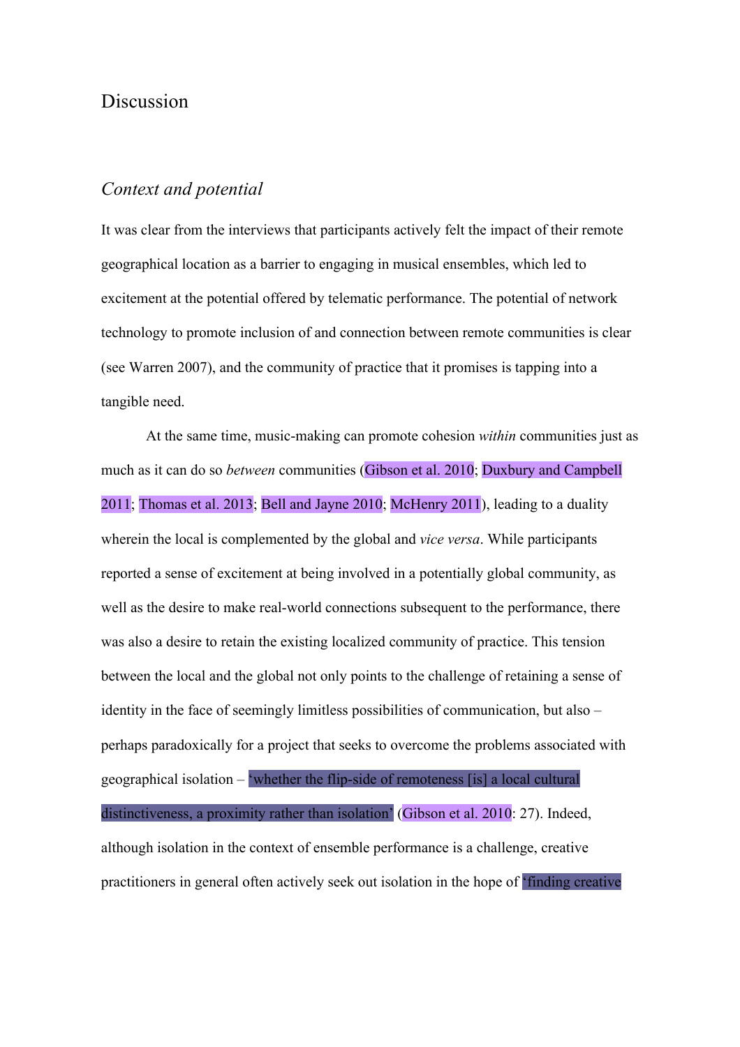# Discussion

## *Context and potential*

It was clear from the interviews that participants actively felt the impact of their remote geographical location as a barrier to engaging in musical ensembles, which led to excitement at the potential offered by telematic performance. The potential of network technology to promote inclusion of and connection between remote communities is clear (see Warren 2007), and the community of practice that it promises is tapping into a tangible need.

At the same time, music-making can promote cohesion *within* communities just as much as it can do so *between* communities (Gibson et al. 2010; Duxbury and Campbell 2011; Thomas et al. 2013; Bell and Jayne 2010; McHenry 2011), leading to a duality wherein the local is complemented by the global and *vice versa*. While participants reported a sense of excitement at being involved in a potentially global community, as well as the desire to make real-world connections subsequent to the performance, there was also a desire to retain the existing localized community of practice. This tension between the local and the global not only points to the challenge of retaining a sense of identity in the face of seemingly limitless possibilities of communication, but also – perhaps paradoxically for a project that seeks to overcome the problems associated with geographical isolation – 'whether the flip-side of remoteness [is] a local cultural distinctiveness, a proximity rather than isolation' (Gibson et al. 2010: 27). Indeed, although isolation in the context of ensemble performance is a challenge, creative practitioners in general often actively seek out isolation in the hope of 'finding creative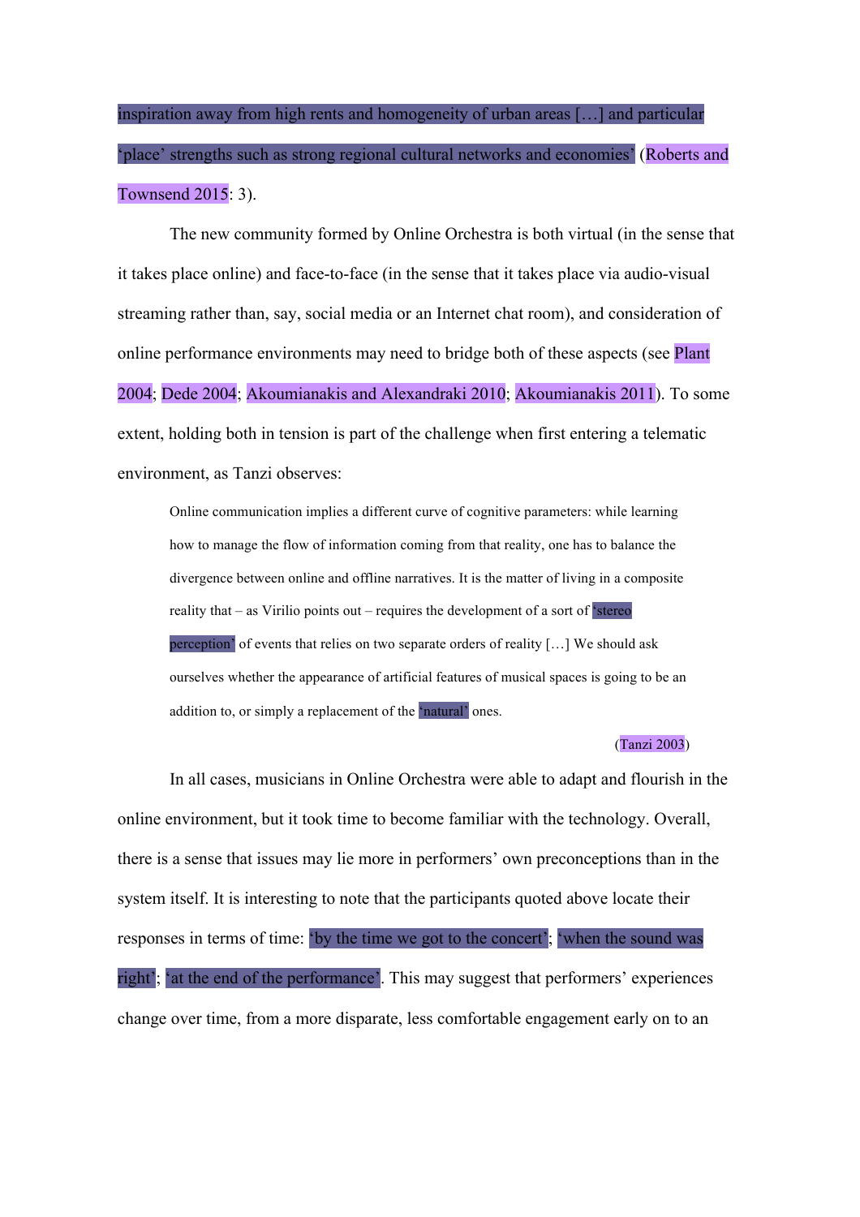inspiration away from high rents and homogeneity of urban areas […] and particular 'place' strengths such as strong regional cultural networks and economies' (Roberts and Townsend 2015: 3).

The new community formed by Online Orchestra is both virtual (in the sense that it takes place online) and face-to-face (in the sense that it takes place via audio-visual streaming rather than, say, social media or an Internet chat room), and consideration of online performance environments may need to bridge both of these aspects (see Plant 2004; Dede 2004; Akoumianakis and Alexandraki 2010; Akoumianakis 2011). To some extent, holding both in tension is part of the challenge when first entering a telematic environment, as Tanzi observes:

> Online communication implies a different curve of cognitive parameters: while learning how to manage the flow of information coming from that reality, one has to balance the divergence between online and offline narratives. It is the matter of living in a composite reality that – as Virilio points out – requires the development of a sort of 'stereo perception' of events that relies on two separate orders of reality […] We should ask ourselves whether the appearance of artificial features of musical spaces is going to be an addition to, or simply a replacement of the 'natural' ones.
>
> (Tanzi 2003)

In all cases, musicians in Online Orchestra were able to adapt and flourish in the online environment, but it took time to become familiar with the technology. Overall, there is a sense that issues may lie more in performers' own preconceptions than in the system itself. It is interesting to note that the participants quoted above locate their responses in terms of time: 'by the time we got to the concert'; 'when the sound was right'; 'at the end of the performance'. This may suggest that performers' experiences change over time, from a more disparate, less comfortable engagement early on to an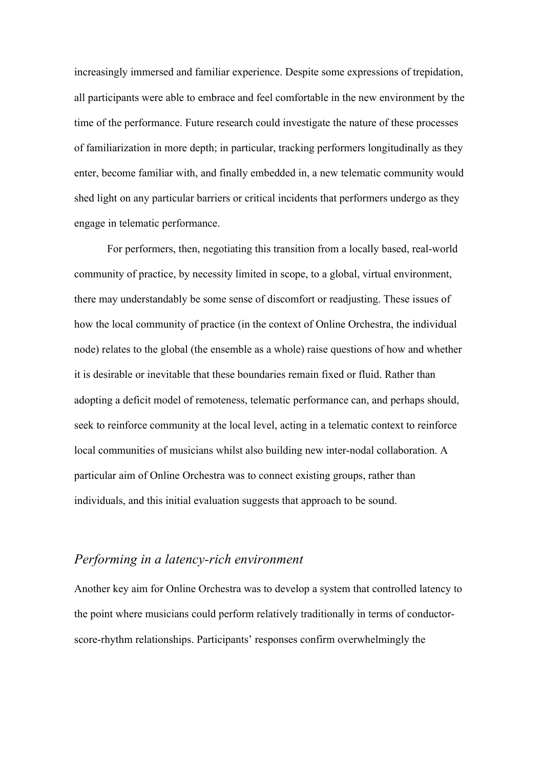increasingly immersed and familiar experience. Despite some expressions of trepidation, all participants were able to embrace and feel comfortable in the new environment by the time of the performance. Future research could investigate the nature of these processes of familiarization in more depth; in particular, tracking performers longitudinally as they enter, become familiar with, and finally embedded in, a new telematic community would shed light on any particular barriers or critical incidents that performers undergo as they engage in telematic performance.

For performers, then, negotiating this transition from a locally based, real-world community of practice, by necessity limited in scope, to a global, virtual environment, there may understandably be some sense of discomfort or readjusting. These issues of how the local community of practice (in the context of Online Orchestra, the individual node) relates to the global (the ensemble as a whole) raise questions of how and whether it is desirable or inevitable that these boundaries remain fixed or fluid. Rather than adopting a deficit model of remoteness, telematic performance can, and perhaps should, seek to reinforce community at the local level, acting in a telematic context to reinforce local communities of musicians whilst also building new inter-nodal collaboration. A particular aim of Online Orchestra was to connect existing groups, rather than individuals, and this initial evaluation suggests that approach to be sound.

### *Performing in a latency-rich environment*

Another key aim for Online Orchestra was to develop a system that controlled latency to the point where musicians could perform relatively traditionally in terms of conductor-score-rhythm relationships. Participants' responses confirm overwhelmingly the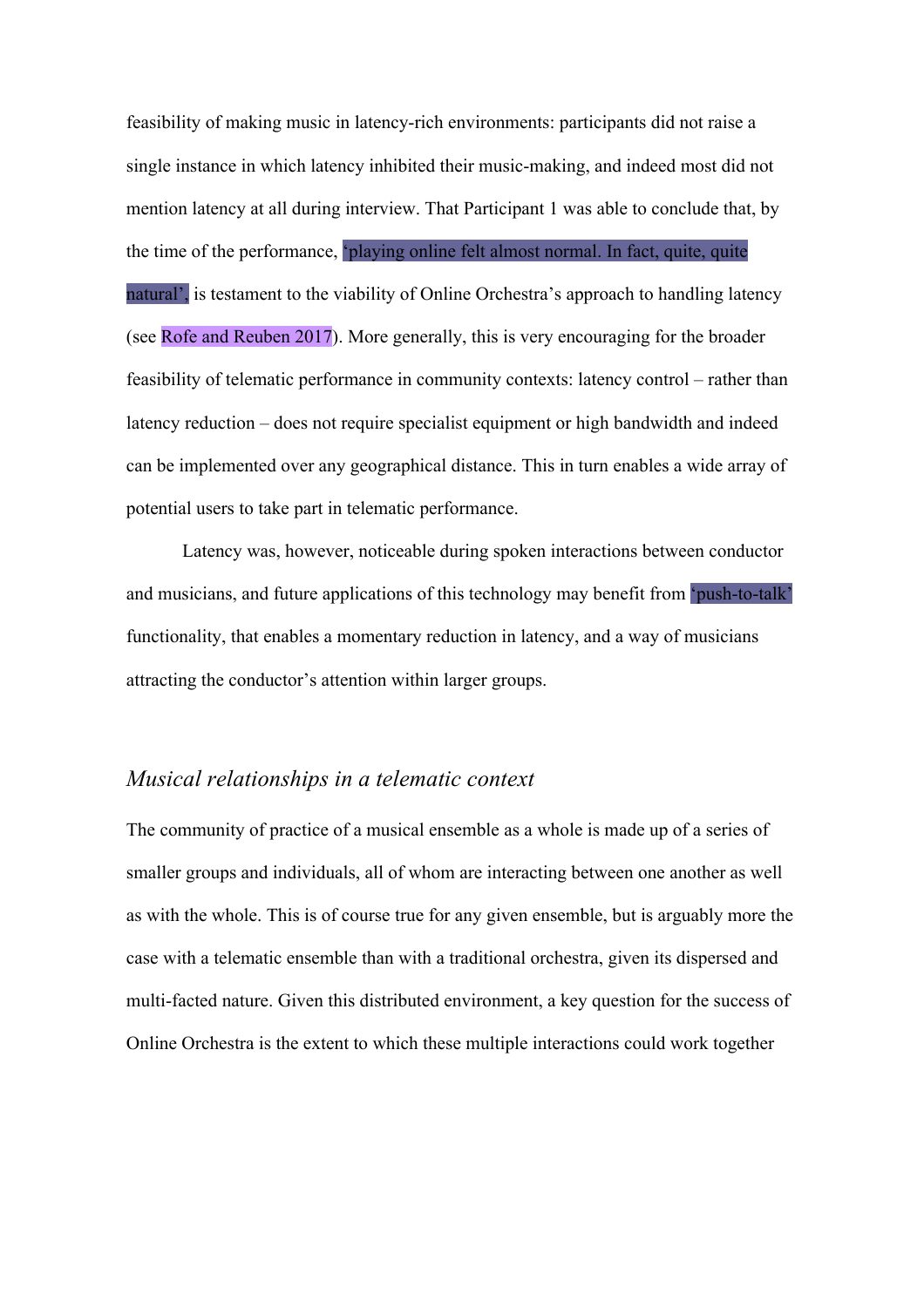feasibility of making music in latency-rich environments: participants did not raise a single instance in which latency inhibited their music-making, and indeed most did not mention latency at all during interview. That Participant 1 was able to conclude that, by the time of the performance, ‘playing online felt almost normal. In fact, quite, quite natural’, is testament to the viability of Online Orchestra’s approach to handling latency (see Rofe and Reuben 2017). More generally, this is very encouraging for the broader feasibility of telematic performance in community contexts: latency control – rather than latency reduction – does not require specialist equipment or high bandwidth and indeed can be implemented over any geographical distance. This in turn enables a wide array of potential users to take part in telematic performance.

Latency was, however, noticeable during spoken interactions between conductor and musicians, and future applications of this technology may benefit from ‘push-to-talk’ functionality, that enables a momentary reduction in latency, and a way of musicians attracting the conductor’s attention within larger groups.

### *Musical relationships in a telematic context*

The community of practice of a musical ensemble as a whole is made up of a series of smaller groups and individuals, all of whom are interacting between one another as well as with the whole. This is of course true for any given ensemble, but is arguably more the case with a telematic ensemble than with a traditional orchestra, given its dispersed and multi-facted nature. Given this distributed environment, a key question for the success of Online Orchestra is the extent to which these multiple interactions could work together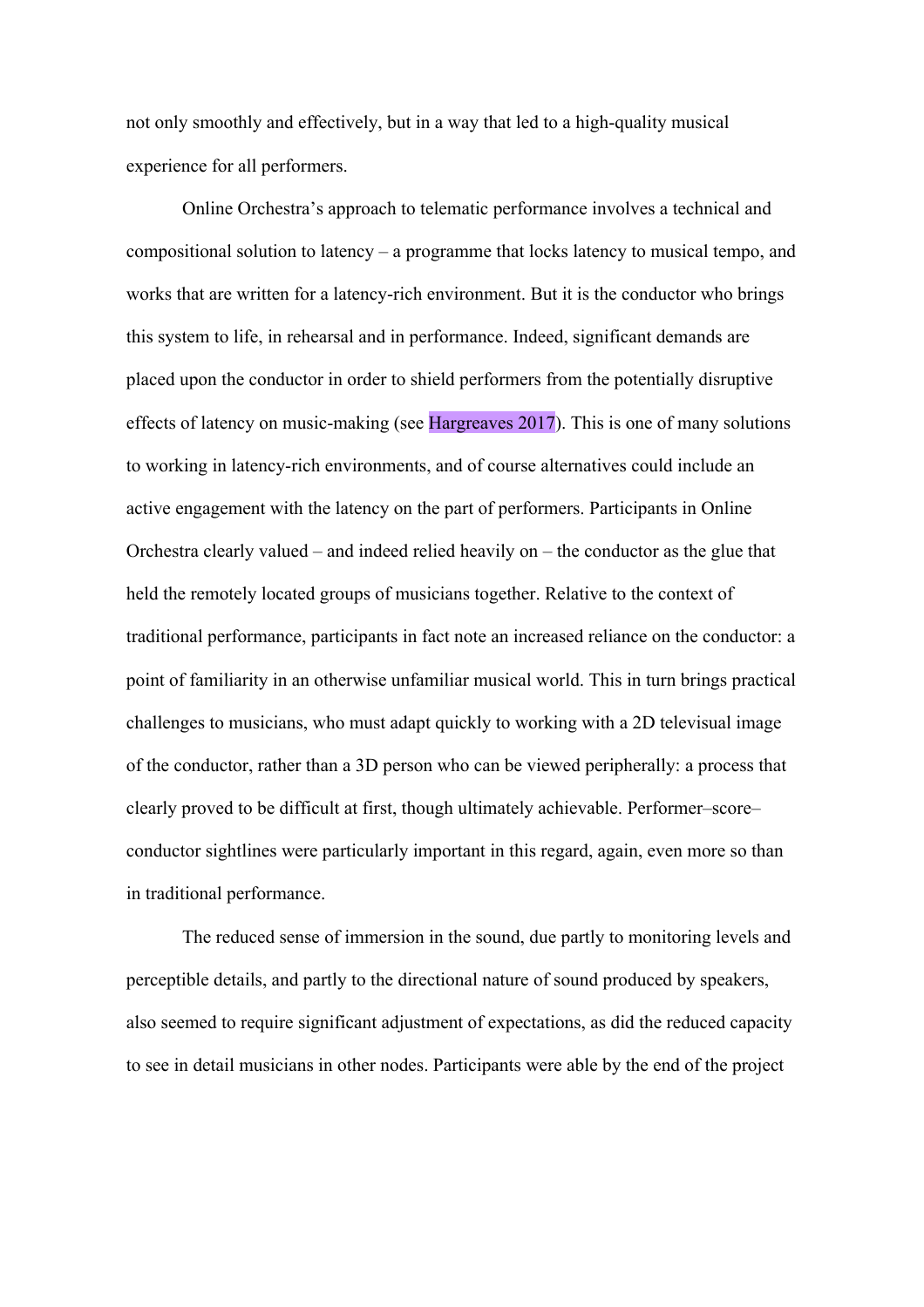not only smoothly and effectively, but in a way that led to a high-quality musical experience for all performers.

Online Orchestra's approach to telematic performance involves a technical and compositional solution to latency – a programme that locks latency to musical tempo, and works that are written for a latency-rich environment. But it is the conductor who brings this system to life, in rehearsal and in performance. Indeed, significant demands are placed upon the conductor in order to shield performers from the potentially disruptive effects of latency on music-making (see Hargreaves 2017). This is one of many solutions to working in latency-rich environments, and of course alternatives could include an active engagement with the latency on the part of performers. Participants in Online Orchestra clearly valued – and indeed relied heavily on – the conductor as the glue that held the remotely located groups of musicians together. Relative to the context of traditional performance, participants in fact note an increased reliance on the conductor: a point of familiarity in an otherwise unfamiliar musical world. This in turn brings practical challenges to musicians, who must adapt quickly to working with a 2D televisual image of the conductor, rather than a 3D person who can be viewed peripherally: a process that clearly proved to be difficult at first, though ultimately achievable. Performer–score–conductor sightlines were particularly important in this regard, again, even more so than in traditional performance.

The reduced sense of immersion in the sound, due partly to monitoring levels and perceptible details, and partly to the directional nature of sound produced by speakers, also seemed to require significant adjustment of expectations, as did the reduced capacity to see in detail musicians in other nodes. Participants were able by the end of the project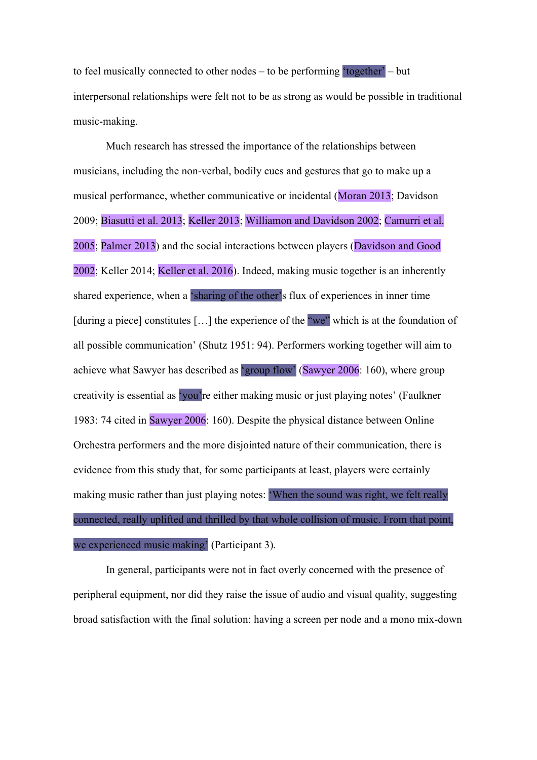to feel musically connected to other nodes – to be performing 'together' – but interpersonal relationships were felt not to be as strong as would be possible in traditional music-making.

Much research has stressed the importance of the relationships between musicians, including the non-verbal, bodily cues and gestures that go to make up a musical performance, whether communicative or incidental (Moran 2013; Davidson 2009; Biasutti et al. 2013; Keller 2013; Williamon and Davidson 2002; Camurri et al. 2005; Palmer 2013) and the social interactions between players (Davidson and Good 2002; Keller 2014; Keller et al. 2016). Indeed, making music together is an inherently shared experience, when a 'sharing of the other's flux of experiences in inner time [during a piece] constitutes […] the experience of the "we" which is at the foundation of all possible communication' (Shutz 1951: 94). Performers working together will aim to achieve what Sawyer has described as 'group flow' (Sawyer 2006: 160), where group creativity is essential as 'you're either making music or just playing notes' (Faulkner 1983: 74 cited in Sawyer 2006: 160). Despite the physical distance between Online Orchestra performers and the more disjointed nature of their communication, there is evidence from this study that, for some participants at least, players were certainly making music rather than just playing notes: 'When the sound was right, we felt really connected, really uplifted and thrilled by that whole collision of music. From that point, we experienced music making' (Participant 3).

In general, participants were not in fact overly concerned with the presence of peripheral equipment, nor did they raise the issue of audio and visual quality, suggesting broad satisfaction with the final solution: having a screen per node and a mono mix-down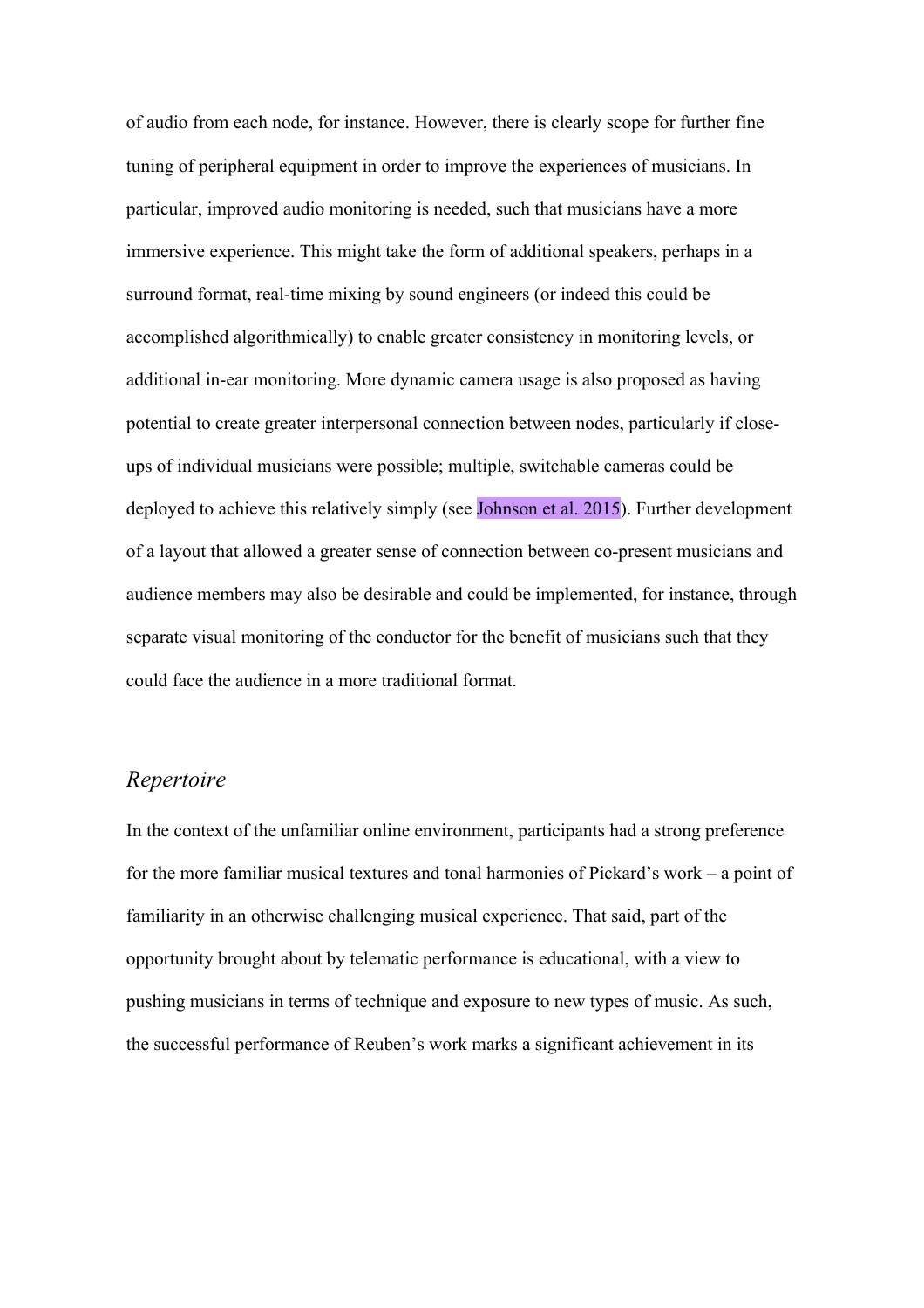of audio from each node, for instance. However, there is clearly scope for further fine tuning of peripheral equipment in order to improve the experiences of musicians. In particular, improved audio monitoring is needed, such that musicians have a more immersive experience. This might take the form of additional speakers, perhaps in a surround format, real-time mixing by sound engineers (or indeed this could be accomplished algorithmically) to enable greater consistency in monitoring levels, or additional in-ear monitoring. More dynamic camera usage is also proposed as having potential to create greater interpersonal connection between nodes, particularly if close-ups of individual musicians were possible; multiple, switchable cameras could be deployed to achieve this relatively simply (see Johnson et al. 2015). Further development of a layout that allowed a greater sense of connection between co-present musicians and audience members may also be desirable and could be implemented, for instance, through separate visual monitoring of the conductor for the benefit of musicians such that they could face the audience in a more traditional format.

### *Repertoire*

In the context of the unfamiliar online environment, participants had a strong preference for the more familiar musical textures and tonal harmonies of Pickard's work – a point of familiarity in an otherwise challenging musical experience. That said, part of the opportunity brought about by telematic performance is educational, with a view to pushing musicians in terms of technique and exposure to new types of music. As such, the successful performance of Reuben's work marks a significant achievement in its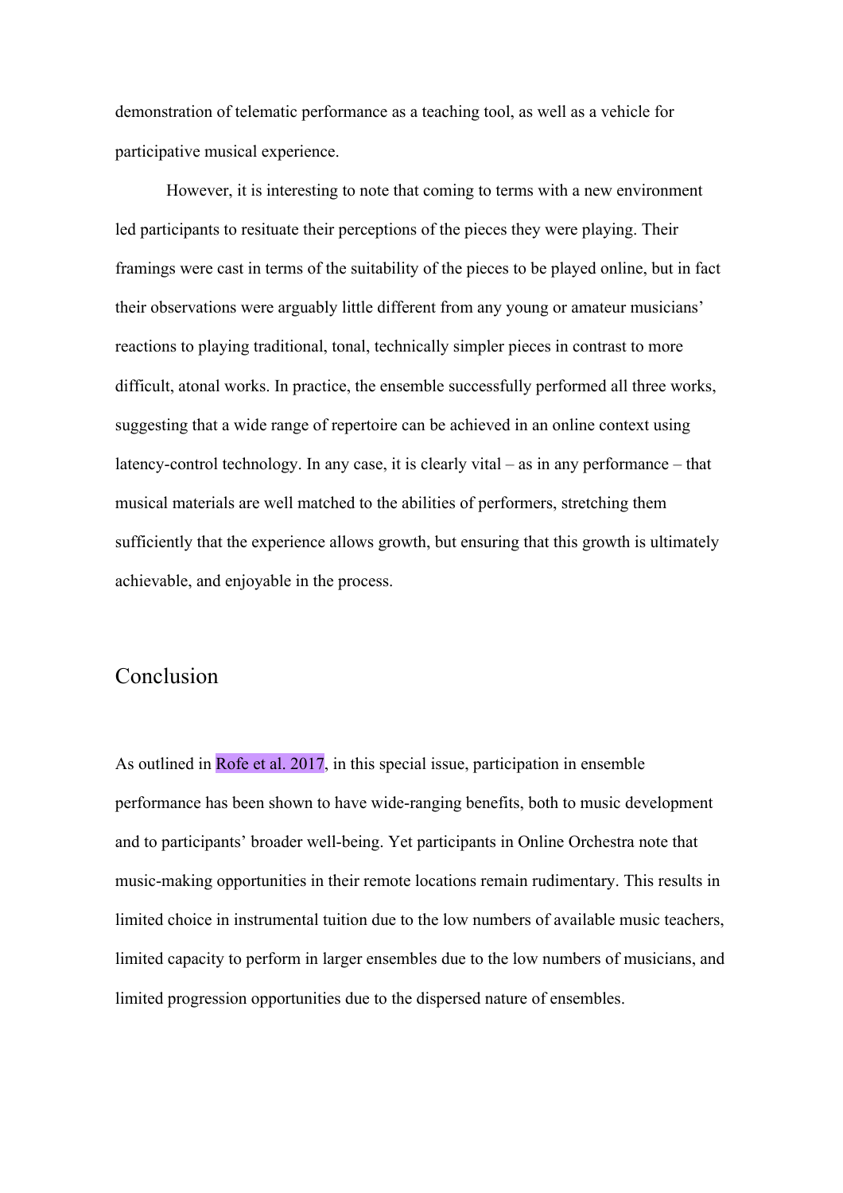demonstration of telematic performance as a teaching tool, as well as a vehicle for participative musical experience.

However, it is interesting to note that coming to terms with a new environment led participants to resituate their perceptions of the pieces they were playing. Their framings were cast in terms of the suitability of the pieces to be played online, but in fact their observations were arguably little different from any young or amateur musicians' reactions to playing traditional, tonal, technically simpler pieces in contrast to more difficult, atonal works. In practice, the ensemble successfully performed all three works, suggesting that a wide range of repertoire can be achieved in an online context using latency-control technology. In any case, it is clearly vital – as in any performance – that musical materials are well matched to the abilities of performers, stretching them sufficiently that the experience allows growth, but ensuring that this growth is ultimately achievable, and enjoyable in the process.

## Conclusion

As outlined in Rofe et al. 2017, in this special issue, participation in ensemble performance has been shown to have wide-ranging benefits, both to music development and to participants' broader well-being. Yet participants in Online Orchestra note that music-making opportunities in their remote locations remain rudimentary. This results in limited choice in instrumental tuition due to the low numbers of available music teachers, limited capacity to perform in larger ensembles due to the low numbers of musicians, and limited progression opportunities due to the dispersed nature of ensembles.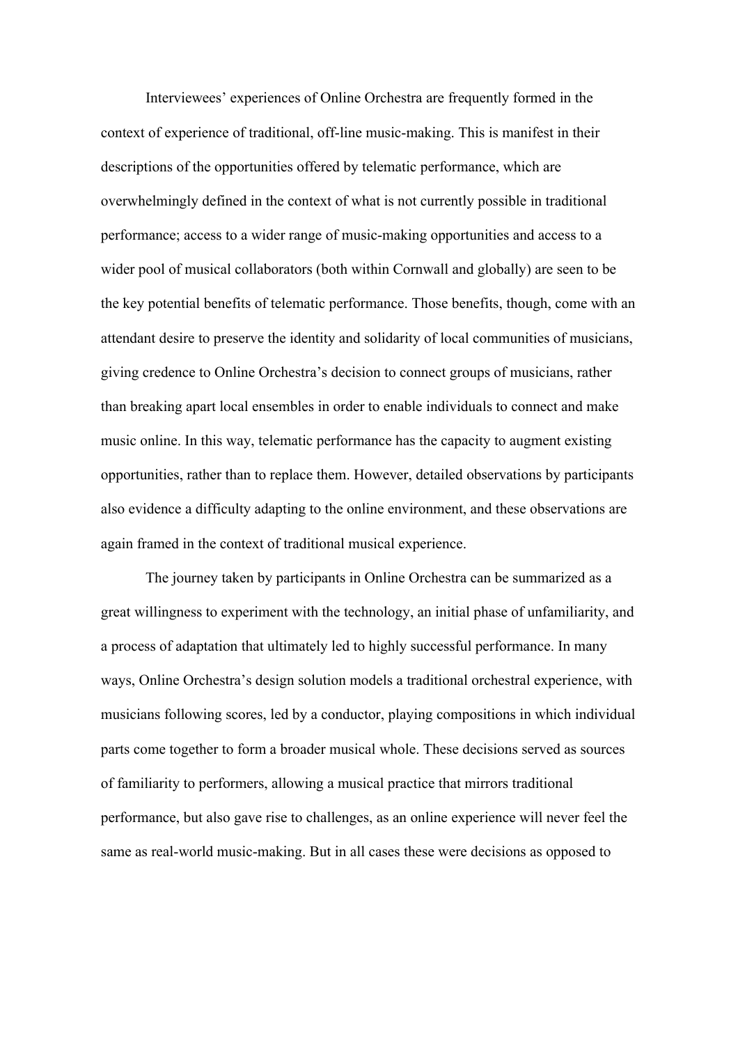Interviewees' experiences of Online Orchestra are frequently formed in the context of experience of traditional, off-line music-making. This is manifest in their descriptions of the opportunities offered by telematic performance, which are overwhelmingly defined in the context of what is not currently possible in traditional performance; access to a wider range of music-making opportunities and access to a wider pool of musical collaborators (both within Cornwall and globally) are seen to be the key potential benefits of telematic performance. Those benefits, though, come with an attendant desire to preserve the identity and solidarity of local communities of musicians, giving credence to Online Orchestra's decision to connect groups of musicians, rather than breaking apart local ensembles in order to enable individuals to connect and make music online. In this way, telematic performance has the capacity to augment existing opportunities, rather than to replace them. However, detailed observations by participants also evidence a difficulty adapting to the online environment, and these observations are again framed in the context of traditional musical experience.

The journey taken by participants in Online Orchestra can be summarized as a great willingness to experiment with the technology, an initial phase of unfamiliarity, and a process of adaptation that ultimately led to highly successful performance. In many ways, Online Orchestra's design solution models a traditional orchestral experience, with musicians following scores, led by a conductor, playing compositions in which individual parts come together to form a broader musical whole. These decisions served as sources of familiarity to performers, allowing a musical practice that mirrors traditional performance, but also gave rise to challenges, as an online experience will never feel the same as real-world music-making. But in all cases these were decisions as opposed to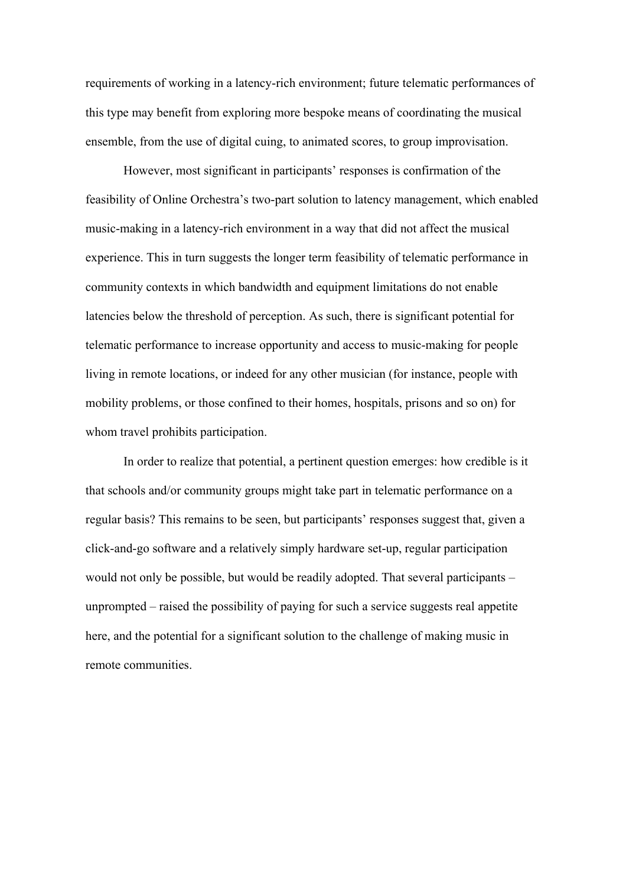requirements of working in a latency-rich environment; future telematic performances of this type may benefit from exploring more bespoke means of coordinating the musical ensemble, from the use of digital cuing, to animated scores, to group improvisation.

However, most significant in participants' responses is confirmation of the feasibility of Online Orchestra's two-part solution to latency management, which enabled music-making in a latency-rich environment in a way that did not affect the musical experience. This in turn suggests the longer term feasibility of telematic performance in community contexts in which bandwidth and equipment limitations do not enable latencies below the threshold of perception. As such, there is significant potential for telematic performance to increase opportunity and access to music-making for people living in remote locations, or indeed for any other musician (for instance, people with mobility problems, or those confined to their homes, hospitals, prisons and so on) for whom travel prohibits participation.

In order to realize that potential, a pertinent question emerges: how credible is it that schools and/or community groups might take part in telematic performance on a regular basis? This remains to be seen, but participants' responses suggest that, given a click-and-go software and a relatively simply hardware set-up, regular participation would not only be possible, but would be readily adopted. That several participants – unprompted – raised the possibility of paying for such a service suggests real appetite here, and the potential for a significant solution to the challenge of making music in remote communities.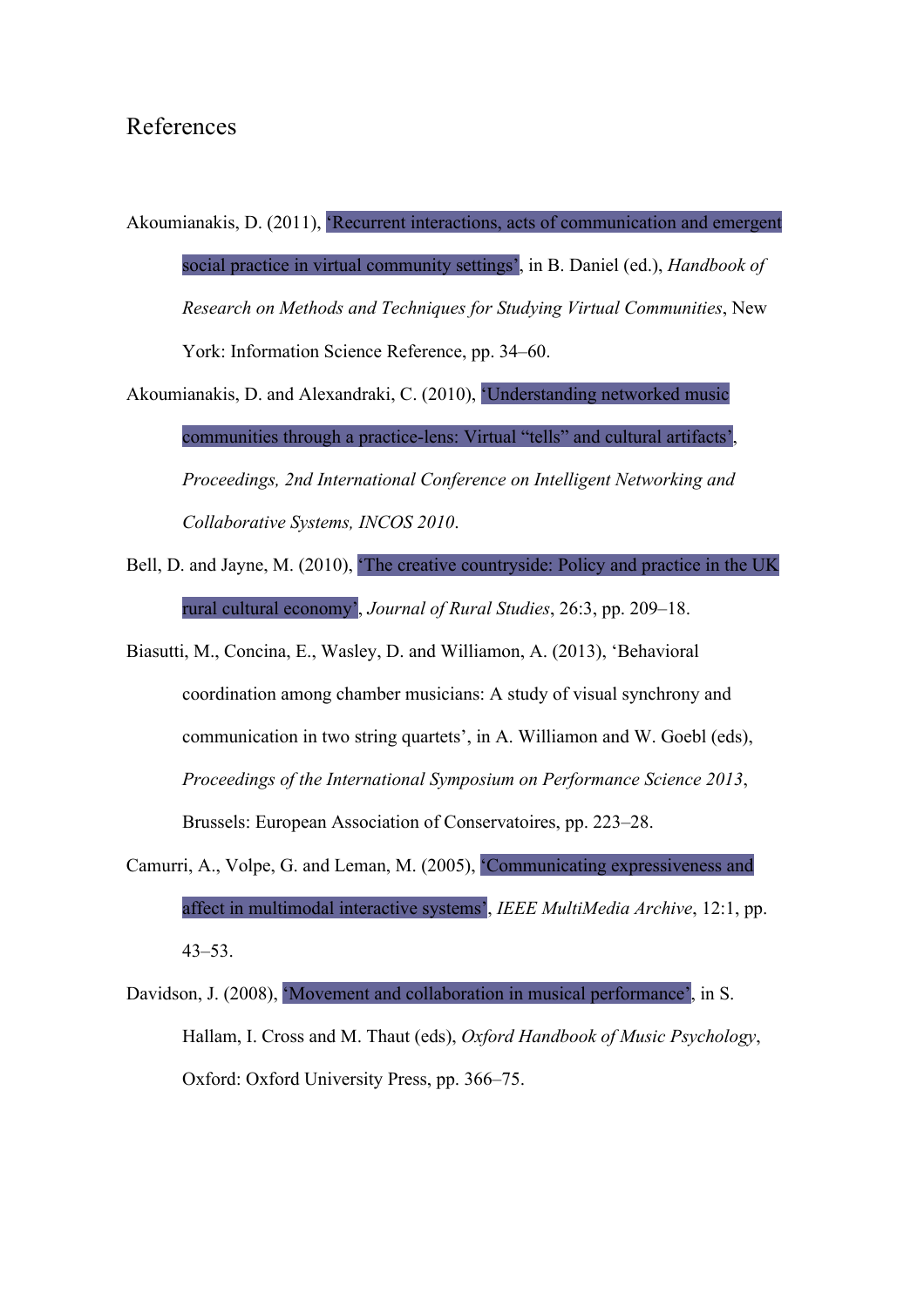# References

Akoumianakis, D. (2011), 'Recurrent interactions, acts of communication and emergent social practice in virtual community settings', in B. Daniel (ed.), *Handbook of Research on Methods and Techniques for Studying Virtual Communities*, New York: Information Science Reference, pp. 34–60.

Akoumianakis, D. and Alexandraki, C. (2010), 'Understanding networked music communities through a practice-lens: Virtual "tells" and cultural artifacts', *Proceedings, 2nd International Conference on Intelligent Networking and Collaborative Systems, INCOS 2010*.

Bell, D. and Jayne, M. (2010), 'The creative countryside: Policy and practice in the UK rural cultural economy', *Journal of Rural Studies*, 26:3, pp. 209–18.

Biasutti, M., Concina, E., Wasley, D. and Williamon, A. (2013), 'Behavioral coordination among chamber musicians: A study of visual synchrony and communication in two string quartets', in A. Williamon and W. Goebl (eds), *Proceedings of the International Symposium on Performance Science 2013*, Brussels: European Association of Conservatoires, pp. 223–28.

Camurri, A., Volpe, G. and Leman, M. (2005), 'Communicating expressiveness and affect in multimodal interactive systems', *IEEE MultiMedia Archive*, 12:1, pp. 43–53.

Davidson, J. (2008), 'Movement and collaboration in musical performance', in S. Hallam, I. Cross and M. Thaut (eds), *Oxford Handbook of Music Psychology*, Oxford: Oxford University Press, pp. 366–75.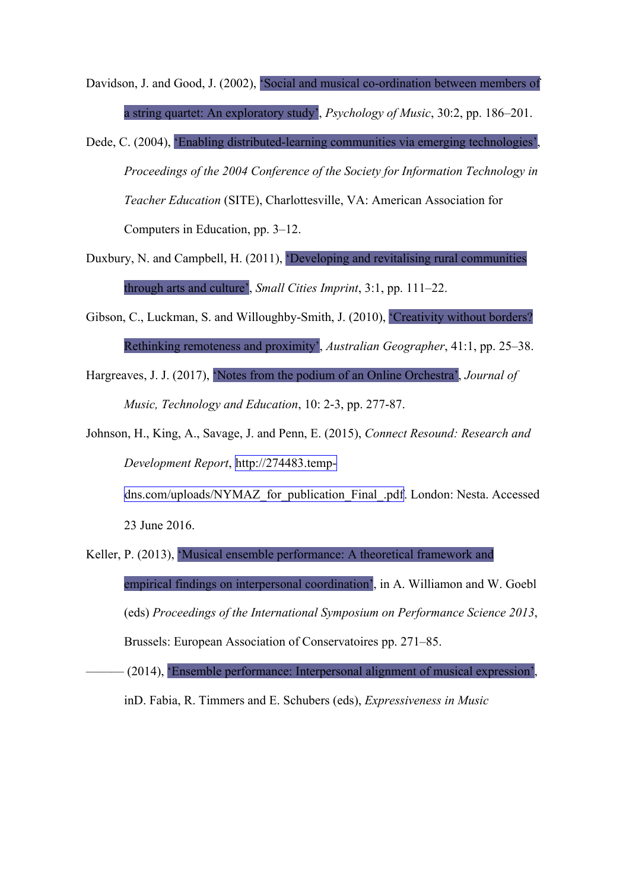Davidson, J. and Good, J. (2002), ‘Social and musical co-ordination between members of a string quartet: An exploratory study’, *Psychology of Music*, 30:2, pp. 186–201.

Dede, C. (2004), ‘Enabling distributed-learning communities via emerging technologies’, *Proceedings of the 2004 Conference of the Society for Information Technology in Teacher Education* (SITE), Charlottesville, VA: American Association for Computers in Education, pp. 3–12.

Duxbury, N. and Campbell, H. (2011), ‘Developing and revitalising rural communities through arts and culture’, *Small Cities Imprint*, 3:1, pp. 111–22.

Gibson, C., Luckman, S. and Willoughby-Smith, J. (2010), ‘Creativity without borders? Rethinking remoteness and proximity’, *Australian Geographer*, 41:1, pp. 25–38.

Hargreaves, J. J. (2017), ‘Notes from the podium of an Online Orchestra’, *Journal of Music, Technology and Education*, 10: 2-3, pp. 277-87.

Johnson, H., King, A., Savage, J. and Penn, E. (2015), *Connect Resound: Research and Development Report*, http://274483.temp-dns.com/uploads/NYMAZ_for_publication_Final_.pdf. London: Nesta. Accessed 23 June 2016.

Keller, P. (2013), ‘Musical ensemble performance: A theoretical framework and empirical findings on interpersonal coordination’, in A. Williamon and W. Goebl (eds) *Proceedings of the International Symposium on Performance Science 2013*, Brussels: European Association of Conservatoires pp. 271–85.

——— (2014), ‘Ensemble performance: Interpersonal alignment of musical expression’, inD. Fabia, R. Timmers and E. Schubers (eds), *Expressiveness in Music*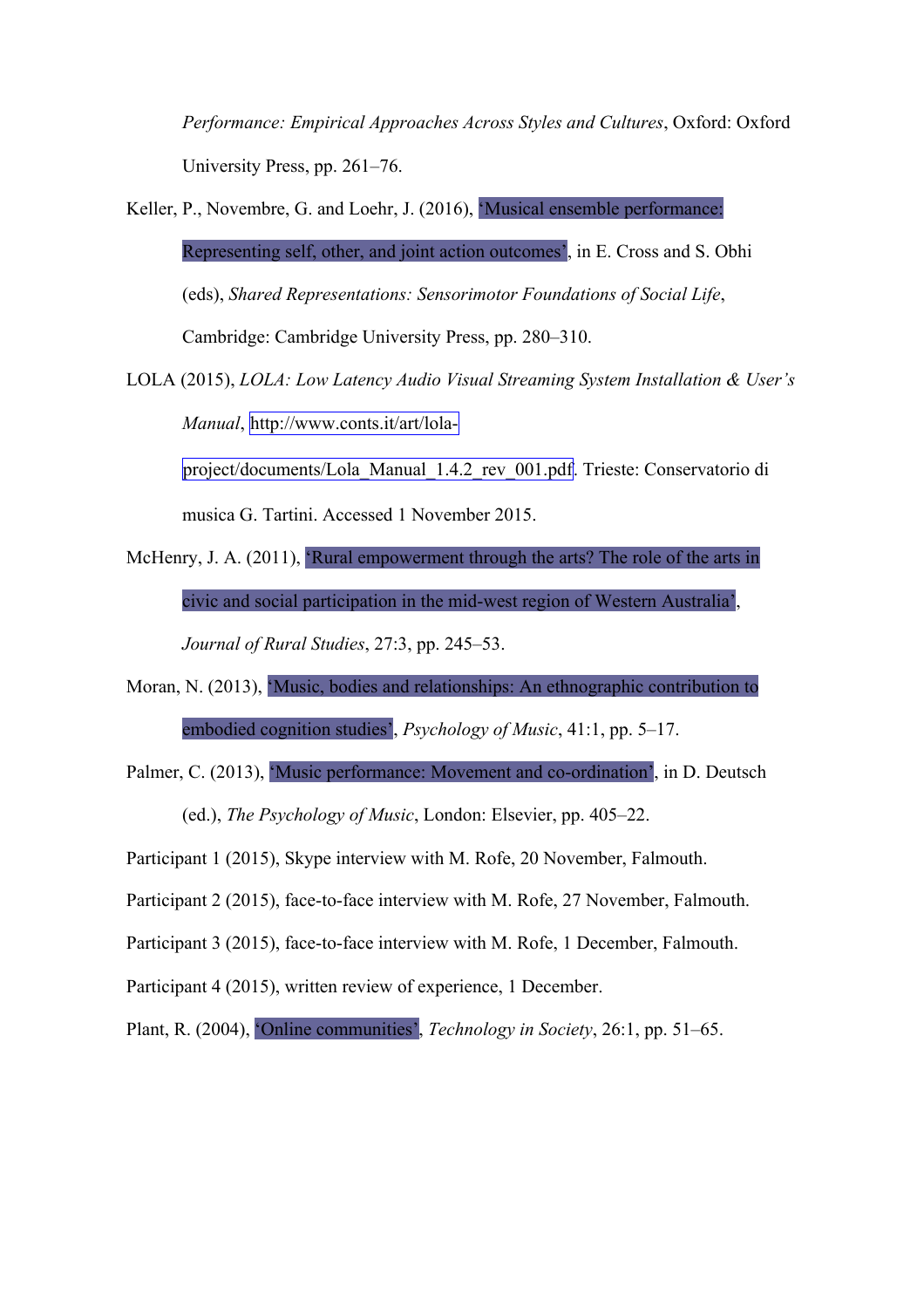*Performance: Empirical Approaches Across Styles and Cultures*, Oxford: Oxford University Press, pp. 261–76.

Keller, P., Novembre, G. and Loehr, J. (2016), 'Musical ensemble performance: Representing self, other, and joint action outcomes', in E. Cross and S. Obhi (eds), *Shared Representations: Sensorimotor Foundations of Social Life*, Cambridge: Cambridge University Press, pp. 280–310.

LOLA (2015), *LOLA: Low Latency Audio Visual Streaming System Installation & User's Manual*, http://www.conts.it/art/lola-project/documents/Lola_Manual_1.4.2_rev_001.pdf. Trieste: Conservatorio di musica G. Tartini. Accessed 1 November 2015.

McHenry, J. A. (2011), 'Rural empowerment through the arts? The role of the arts in civic and social participation in the mid-west region of Western Australia', *Journal of Rural Studies*, 27:3, pp. 245–53.

Moran, N. (2013), 'Music, bodies and relationships: An ethnographic contribution to embodied cognition studies', *Psychology of Music*, 41:1, pp. 5–17.

Palmer, C. (2013), 'Music performance: Movement and co-ordination', in D. Deutsch (ed.), *The Psychology of Music*, London: Elsevier, pp. 405–22.

Participant 1 (2015), Skype interview with M. Rofe, 20 November, Falmouth.

Participant 2 (2015), face-to-face interview with M. Rofe, 27 November, Falmouth.

Participant 3 (2015), face-to-face interview with M. Rofe, 1 December, Falmouth.

Participant 4 (2015), written review of experience, 1 December.

Plant, R. (2004), 'Online communities', *Technology in Society*, 26:1, pp. 51–65.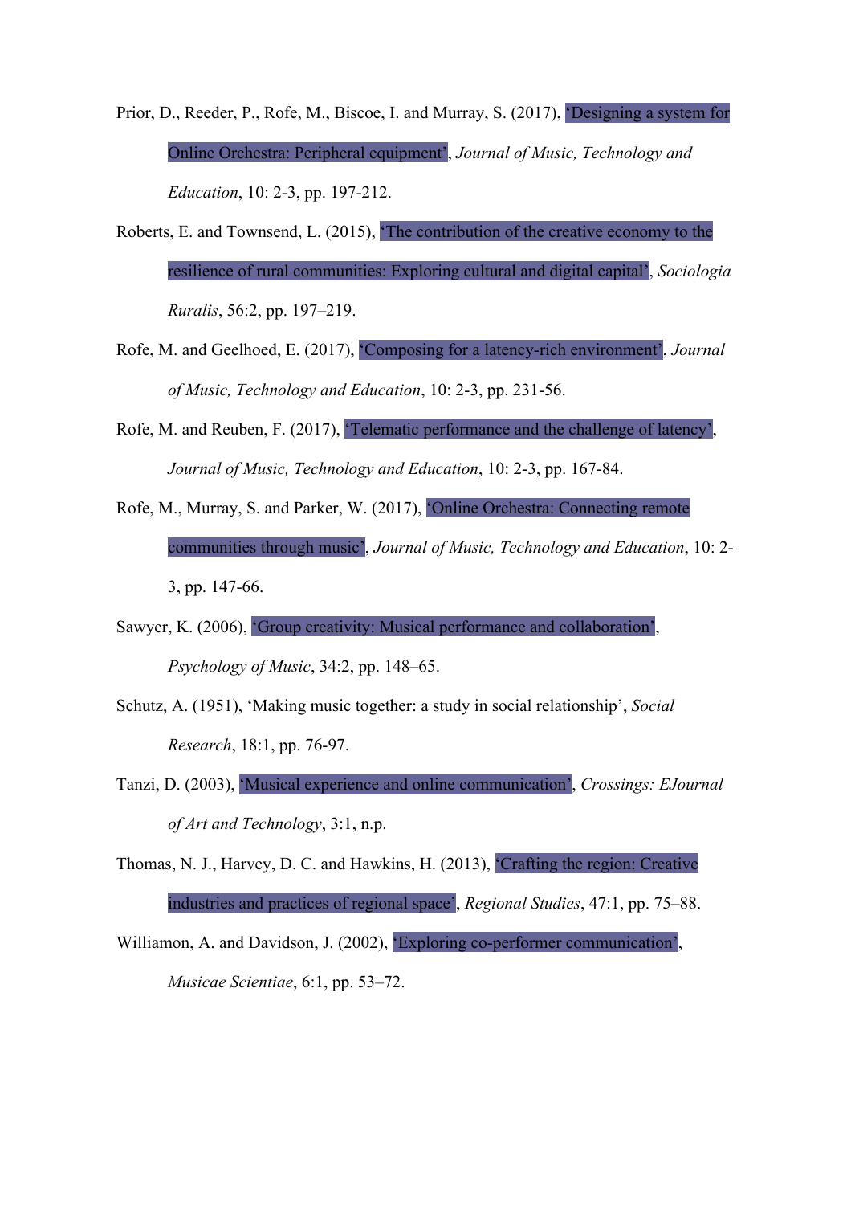Prior, D., Reeder, P., Rofe, M., Biscoe, I. and Murray, S. (2017), ‘Designing a system for Online Orchestra: Peripheral equipment’, *Journal of Music, Technology and Education*, 10: 2-3, pp. 197-212.

Roberts, E. and Townsend, L. (2015), ‘The contribution of the creative economy to the resilience of rural communities: Exploring cultural and digital capital’, *Sociologia Ruralis*, 56:2, pp. 197–219.

Rofe, M. and Geelhoed, E. (2017), ‘Composing for a latency-rich environment’, *Journal of Music, Technology and Education*, 10: 2-3, pp. 231-56.

Rofe, M. and Reuben, F. (2017), ‘Telematic performance and the challenge of latency’, *Journal of Music, Technology and Education*, 10: 2-3, pp. 167-84.

Rofe, M., Murray, S. and Parker, W. (2017), ‘Online Orchestra: Connecting remote communities through music’, *Journal of Music, Technology and Education*, 10: 2-3, pp. 147-66.

Sawyer, K. (2006), ‘Group creativity: Musical performance and collaboration’, *Psychology of Music*, 34:2, pp. 148–65.

Schutz, A. (1951), ‘Making music together: a study in social relationship’, *Social Research*, 18:1, pp. 76-97.

Tanzi, D. (2003), ‘Musical experience and online communication’, *Crossings: EJournal of Art and Technology*, 3:1, n.p.

Thomas, N. J., Harvey, D. C. and Hawkins, H. (2013), ‘Crafting the region: Creative industries and practices of regional space’, *Regional Studies*, 47:1, pp. 75–88.

Williamon, A. and Davidson, J. (2002), ‘Exploring co-performer communication’, *Musicae Scientiae*, 6:1, pp. 53–72.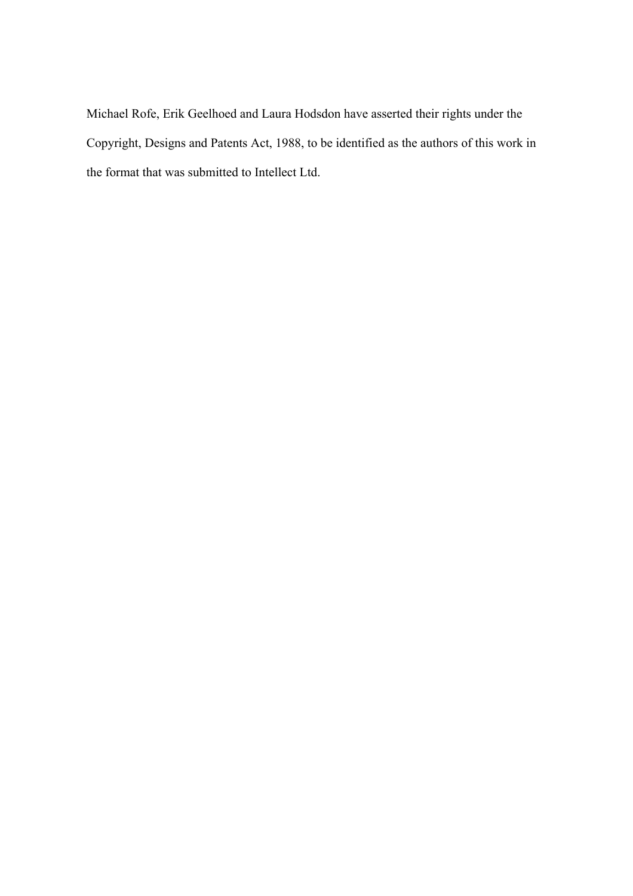Michael Rofe, Erik Geelhoed and Laura Hodsdon have asserted their rights under the Copyright, Designs and Patents Act, 1988, to be identified as the authors of this work in the format that was submitted to Intellect Ltd.